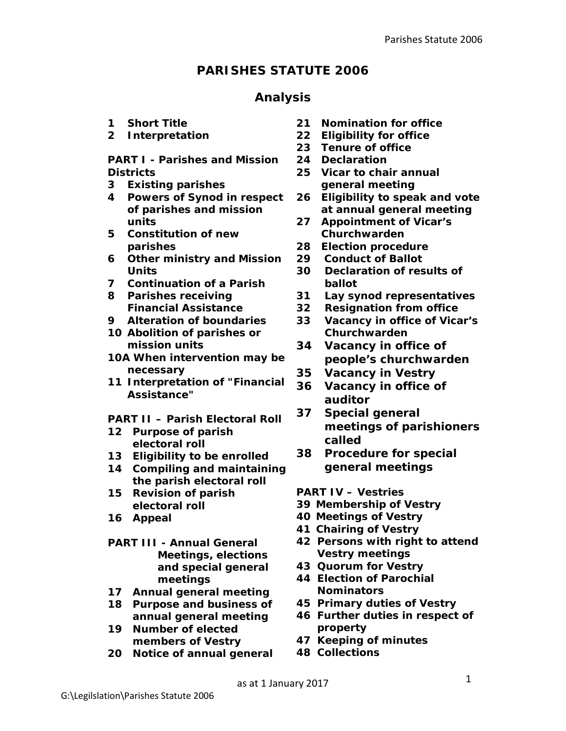# PARISHES STATUTE 2006

## Analysis

1 Short Title
2 Interpretation

**PART I - Parishes and Mission Districts**

3 Existing parishes
4 Powers of Synod in respect of parishes and mission units
5 Constitution of new parishes
6 Other ministry and Mission Units
7 Continuation of a Parish
8 Parishes receiving Financial Assistance
9 Alteration of boundaries
10 Abolition of parishes or mission units
10A When intervention may be necessary
11 Interpretation of "Financial Assistance"

**PART II – Parish Electoral Roll**

12 Purpose of parish electoral roll
13 Eligibility to be enrolled
14 Compiling and maintaining the parish electoral roll
15 Revision of parish electoral roll
16 Appeal

**PART III - Annual General Meetings, elections and special general meetings**

17 Annual general meeting
18 Purpose and business of annual general meeting
19 Number of elected members of Vestry
20 Notice of annual general
21 Nomination for office
22 Eligibility for office
23 Tenure of office
24 Declaration
25 Vicar to chair annual general meeting
26 Eligibility to speak and vote at annual general meeting
27 Appointment of Vicar's Churchwarden
28 Election procedure
29 Conduct of Ballot
30 Declaration of results of ballot
31 Lay synod representatives
32 Resignation from office
33 Vacancy in office of Vicar's Churchwarden
34 Vacancy in office of people's churchwarden
35 Vacancy in Vestry
36 Vacancy in office of auditor
37 Special general meetings of parishioners called
38 Procedure for special general meetings

**PART IV – Vestries**

39 Membership of Vestry
40 Meetings of Vestry
41 Chairing of Vestry
42 Persons with right to attend Vestry meetings
43 Quorum for Vestry
44 Election of Parochial Nominators
45 Primary duties of Vestry
46 Further duties in respect of property
47 Keeping of minutes
48 Collections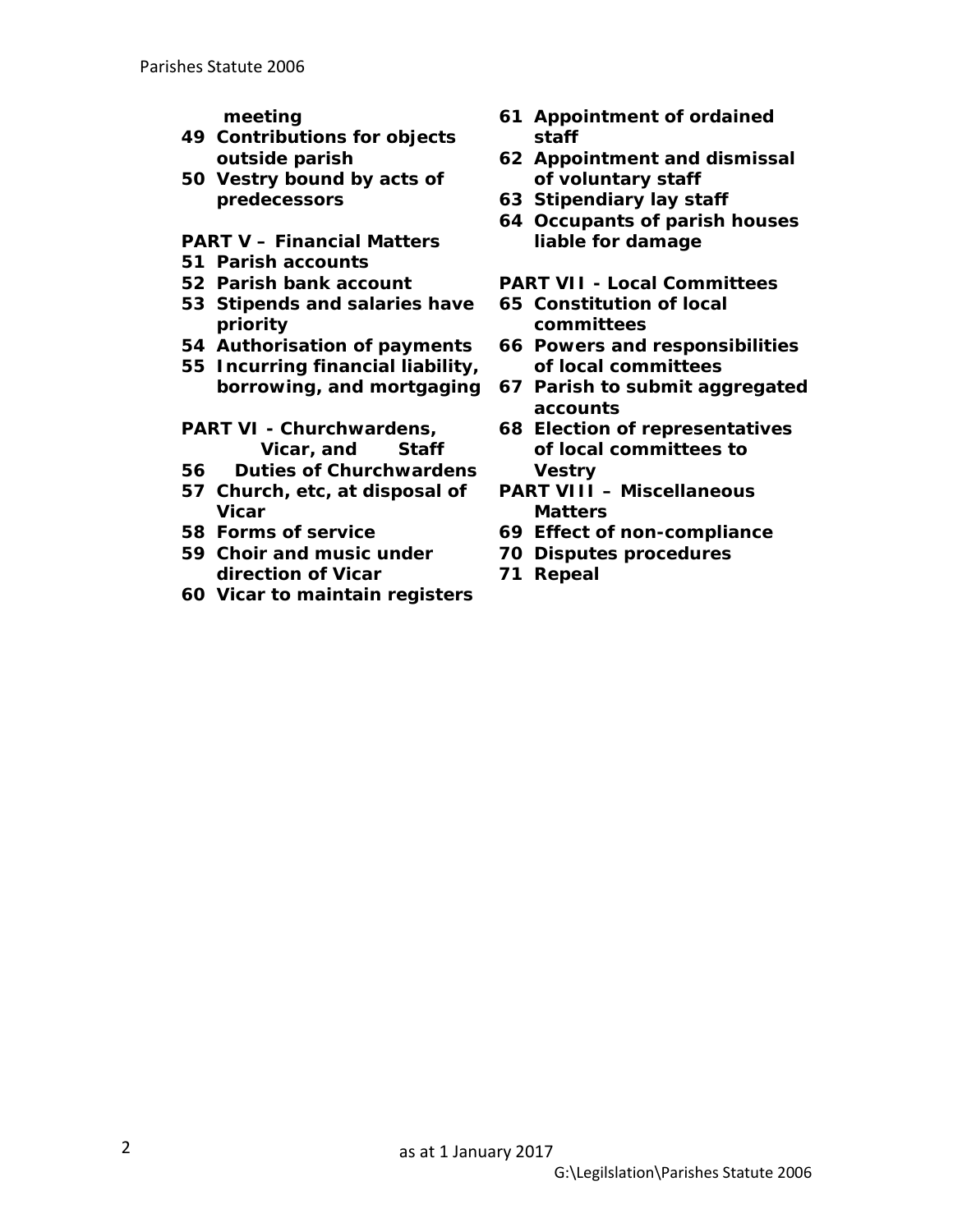**meeting**

**49 Contributions for objects outside parish**

**50 Vestry bound by acts of predecessors**

**PART V – Financial Matters**

**51 Parish accounts**

**52 Parish bank account**

**53 Stipends and salaries have priority**

**54 Authorisation of payments**

**55 Incurring financial liability, borrowing, and mortgaging**

**PART VI - Churchwardens, Vicar, and Staff**

**56 Duties of Churchwardens**

**57 Church, etc, at disposal of Vicar**

**58 Forms of service**

**59 Choir and music under direction of Vicar**

**60 Vicar to maintain registers**

**61 Appointment of ordained staff**

**62 Appointment and dismissal of voluntary staff**

**63 Stipendiary lay staff**

**64 Occupants of parish houses liable for damage**

**PART VII - Local Committees**

**65 Constitution of local committees**

**66 Powers and responsibilities of local committees**

**67 Parish to submit aggregated accounts**

**68 Election of representatives of local committees to Vestry**

**PART VIII – Miscellaneous Matters**

**69 Effect of non-compliance**

**70 Disputes procedures**

**71 Repeal**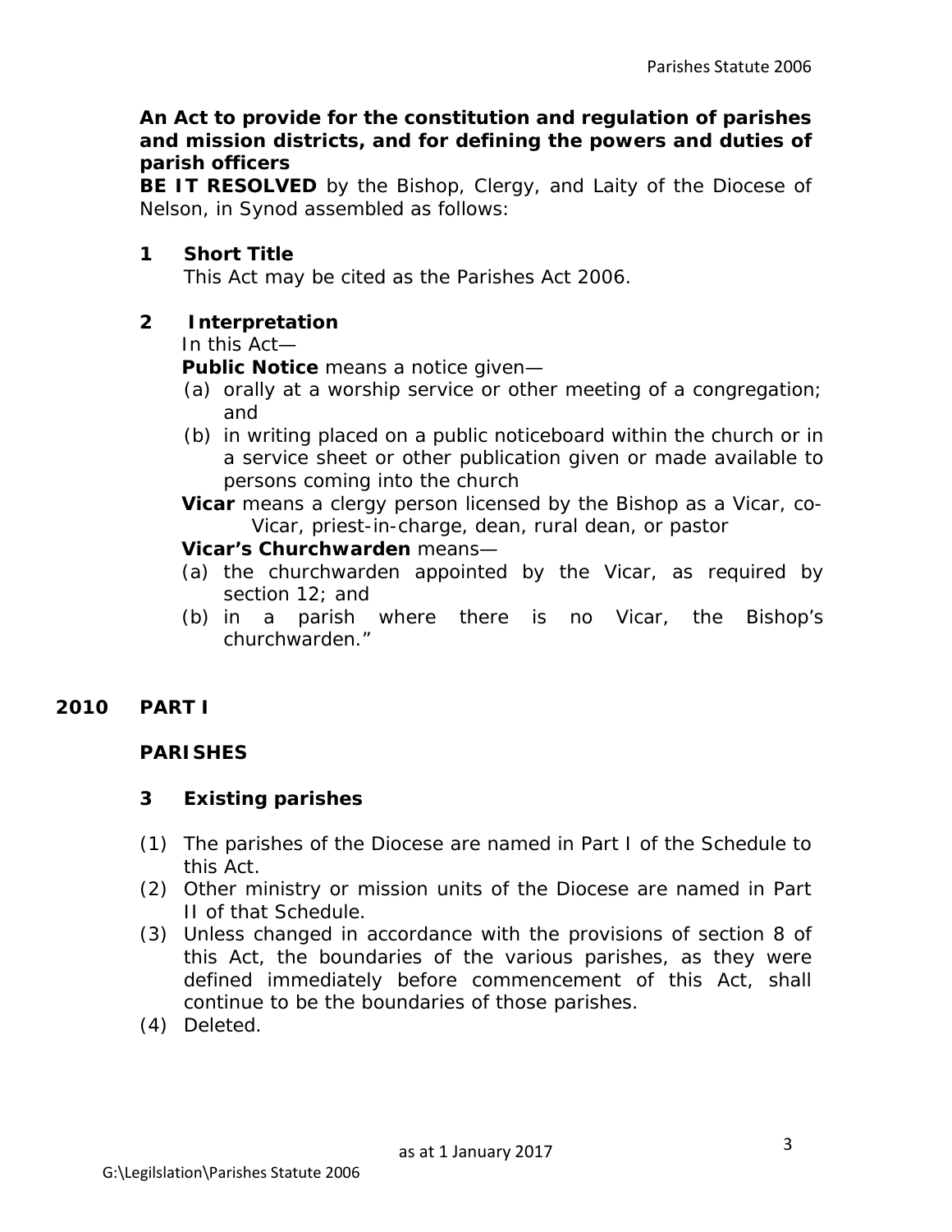**An Act to provide for the constitution and regulation of parishes and mission districts, and for defining the powers and duties of parish officers**

**BE IT RESOLVED** by the Bishop, Clergy, and Laity of the Diocese of Nelson, in Synod assembled as follows:

## 1 Short Title

This Act may be cited as the Parishes Act 2006.

## 2 Interpretation

In this Act—

**Public Notice** means a notice given—

(a) orally at a worship service or other meeting of a congregation; and

(b) in writing placed on a public noticeboard within the church or in a service sheet or other publication given or made available to persons coming into the church

**Vicar** means a clergy person licensed by the Bishop as a Vicar, co-Vicar, priest-in-charge, dean, rural dean, or pastor

**Vicar's Churchwarden** means—

(a) the churchwarden appointed by the Vicar, as required by section 12; and

(b) in a parish where there is no Vicar, the Bishop's churchwarden."

# 2010 PART I

# PARISHES

## 3 Existing parishes

(1) The parishes of the Diocese are named in Part I of the Schedule to this Act.

(2) Other ministry or mission units of the Diocese are named in Part II of that Schedule.

(3) Unless changed in accordance with the provisions of section 8 of this Act, the boundaries of the various parishes, as they were defined immediately before commencement of this Act, shall continue to be the boundaries of those parishes.

(4) Deleted.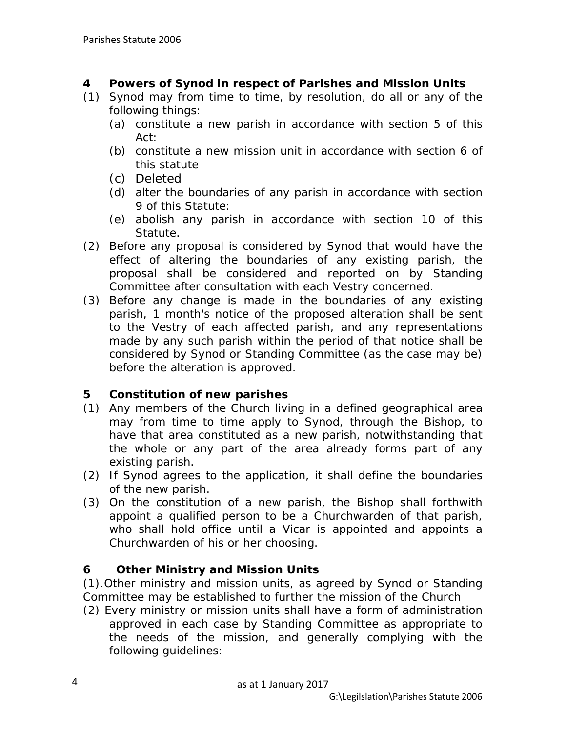## 4 Powers of Synod in respect of Parishes and Mission Units

(1) Synod may from time to time, by resolution, do all or any of the following things:

  (a) constitute a new parish in accordance with section 5 of this Act:

  (b) constitute a new mission unit in accordance with section 6 of this statute

  (c) Deleted

  (d) alter the boundaries of any parish in accordance with section 9 of this Statute:

  (e) abolish any parish in accordance with section 10 of this Statute.

(2) Before any proposal is considered by Synod that would have the effect of altering the boundaries of any existing parish, the proposal shall be considered and reported on by Standing Committee after consultation with each Vestry concerned.

(3) Before any change is made in the boundaries of any existing parish, 1 month's notice of the proposed alteration shall be sent to the Vestry of each affected parish, and any representations made by any such parish within the period of that notice shall be considered by Synod or Standing Committee (as the case may be) before the alteration is approved.

## 5 Constitution of new parishes

(1) Any members of the Church living in a defined geographical area may from time to time apply to Synod, through the Bishop, to have that area constituted as a new parish, notwithstanding that the whole or any part of the area already forms part of any existing parish.

(2) If Synod agrees to the application, it shall define the boundaries of the new parish.

(3) On the constitution of a new parish, the Bishop shall forthwith appoint a qualified person to be a Churchwarden of that parish, who shall hold office until a Vicar is appointed and appoints a Churchwarden of his or her choosing.

## 6 Other Ministry and Mission Units

(1).Other ministry and mission units, as agreed by Synod or Standing Committee may be established to further the mission of the Church

(2) Every ministry or mission units shall have a form of administration approved in each case by Standing Committee as appropriate to the needs of the mission, and generally complying with the following guidelines: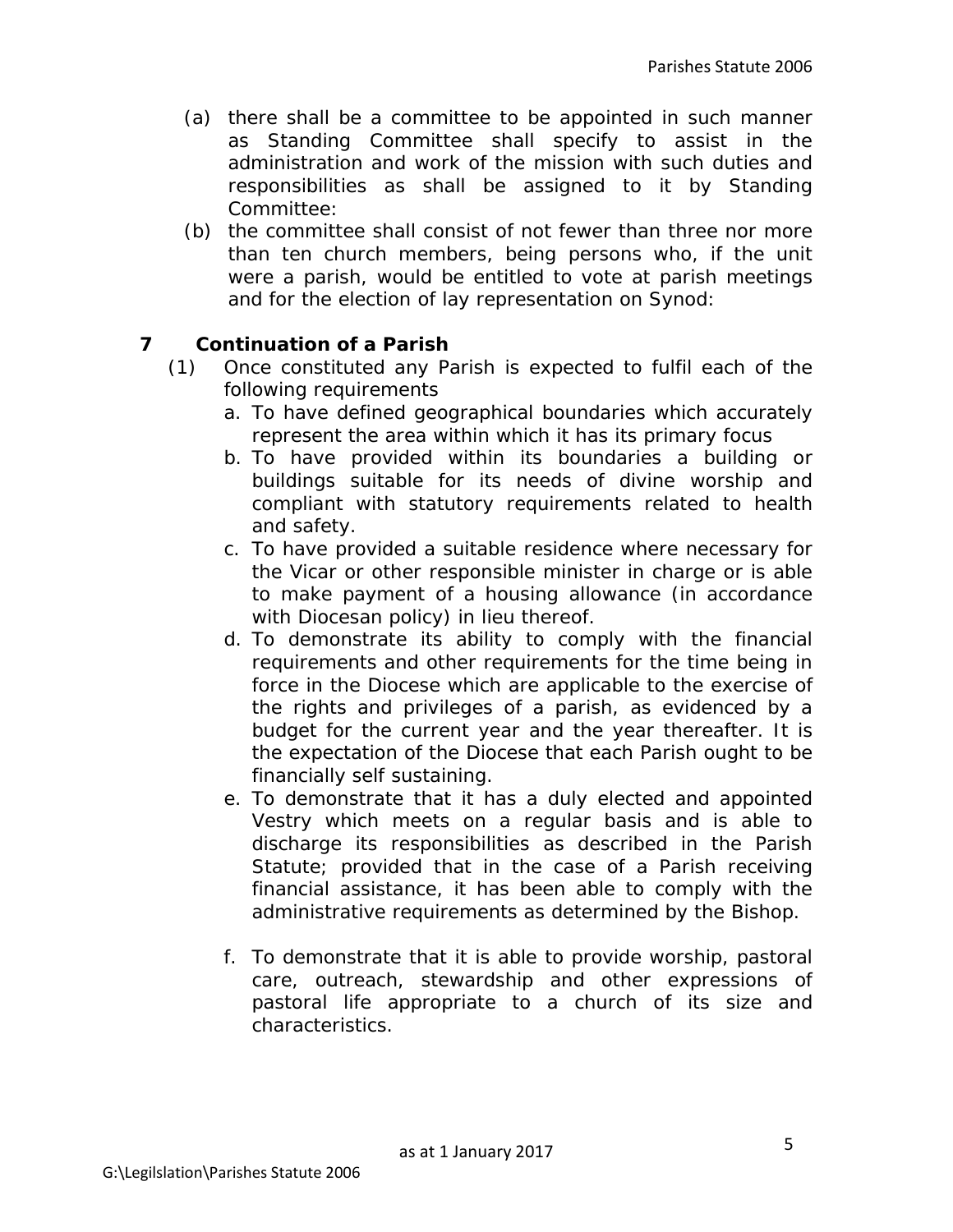(a) there shall be a committee to be appointed in such manner as Standing Committee shall specify to assist in the administration and work of the mission with such duties and responsibilities as shall be assigned to it by Standing Committee:

(b) the committee shall consist of not fewer than three nor more than ten church members, being persons who, if the unit were a parish, would be entitled to vote at parish meetings and for the election of lay representation on Synod:

## 7 Continuation of a Parish

(1) Once constituted any Parish is expected to fulfil each of the following requirements

a. To have defined geographical boundaries which accurately represent the area within which it has its primary focus

b. To have provided within its boundaries a building or buildings suitable for its needs of divine worship and compliant with statutory requirements related to health and safety.

c. To have provided a suitable residence where necessary for the Vicar or other responsible minister in charge or is able to make payment of a housing allowance (in accordance with Diocesan policy) in lieu thereof.

d. To demonstrate its ability to comply with the financial requirements and other requirements for the time being in force in the Diocese which are applicable to the exercise of the rights and privileges of a parish, as evidenced by a budget for the current year and the year thereafter. It is the expectation of the Diocese that each Parish ought to be financially self sustaining.

e. To demonstrate that it has a duly elected and appointed Vestry which meets on a regular basis and is able to discharge its responsibilities as described in the Parish Statute; provided that in the case of a Parish receiving financial assistance, it has been able to comply with the administrative requirements as determined by the Bishop.

f. To demonstrate that it is able to provide worship, pastoral care, outreach, stewardship and other expressions of pastoral life appropriate to a church of its size and characteristics.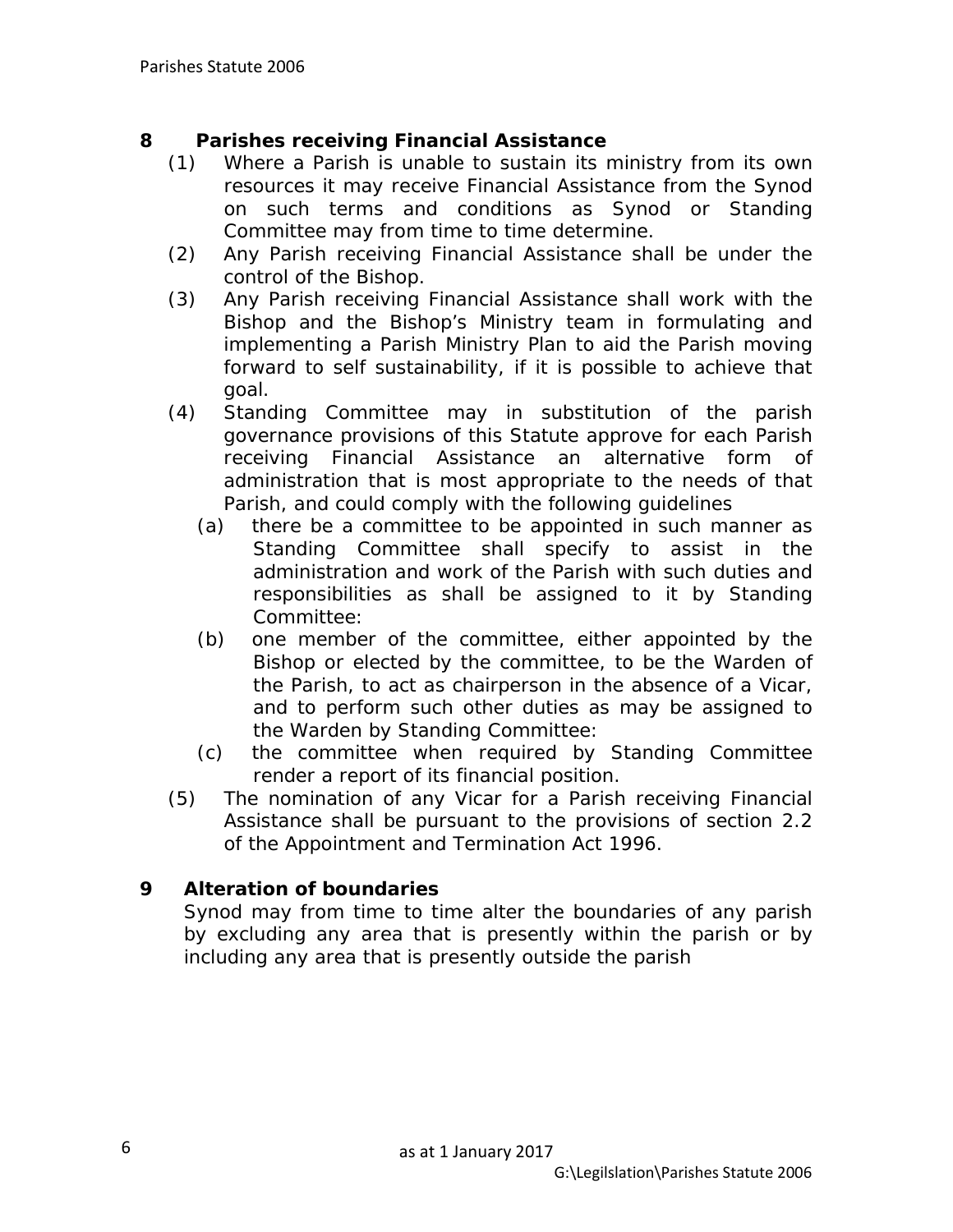## 8 Parishes receiving Financial Assistance

(1) Where a Parish is unable to sustain its ministry from its own resources it may receive Financial Assistance from the Synod on such terms and conditions as Synod or Standing Committee may from time to time determine.

(2) Any Parish receiving Financial Assistance shall be under the control of the Bishop.

(3) Any Parish receiving Financial Assistance shall work with the Bishop and the Bishop's Ministry team in formulating and implementing a Parish Ministry Plan to aid the Parish moving forward to self sustainability, if it is possible to achieve that goal.

(4) Standing Committee may in substitution of the parish governance provisions of this Statute approve for each Parish receiving Financial Assistance an alternative form of administration that is most appropriate to the needs of that Parish, and could comply with the following guidelines

- (a) there be a committee to be appointed in such manner as Standing Committee shall specify to assist in the administration and work of the Parish with such duties and responsibilities as shall be assigned to it by Standing Committee:
- (b) one member of the committee, either appointed by the Bishop or elected by the committee, to be the Warden of the Parish, to act as chairperson in the absence of a Vicar, and to perform such other duties as may be assigned to the Warden by Standing Committee:
- (c) the committee when required by Standing Committee render a report of its financial position.

(5) The nomination of any Vicar for a Parish receiving Financial Assistance shall be pursuant to the provisions of section 2.2 of the Appointment and Termination Act 1996.

## 9 Alteration of boundaries

Synod may from time to time alter the boundaries of any parish by excluding any area that is presently within the parish or by including any area that is presently outside the parish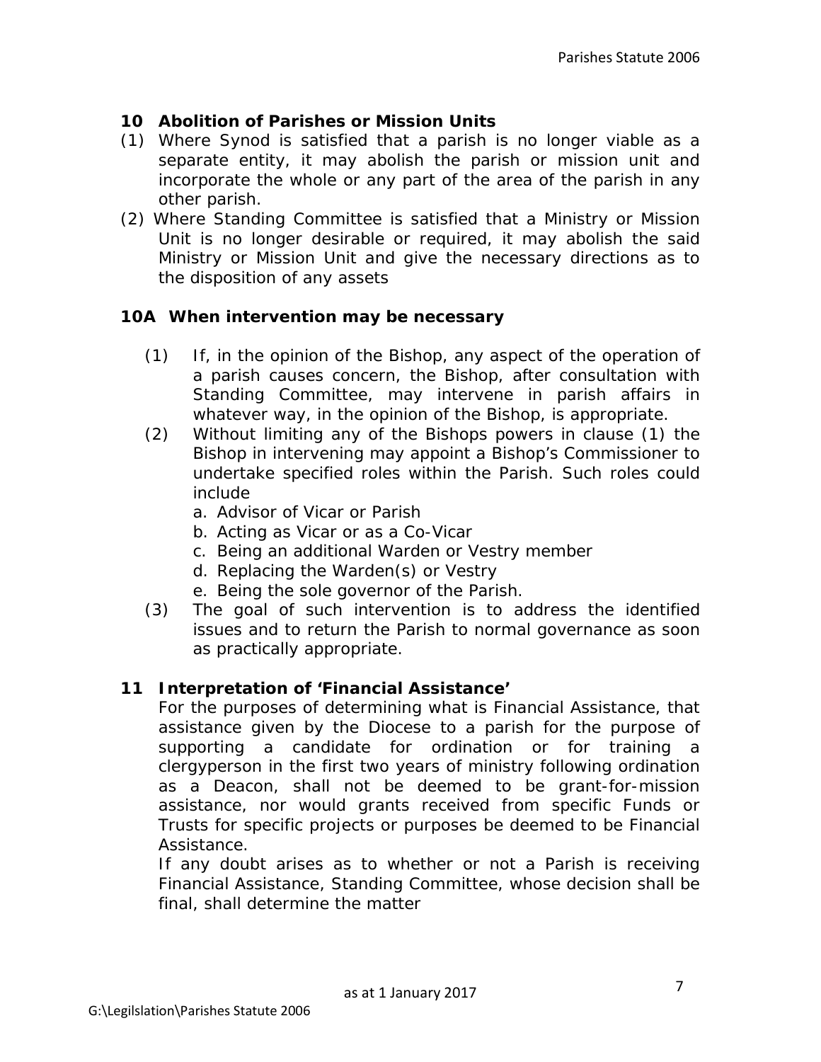### 10 Abolition of Parishes or Mission Units

(1) Where Synod is satisfied that a parish is no longer viable as a separate entity, it may abolish the parish or mission unit and incorporate the whole or any part of the area of the parish in any other parish.

(2) Where Standing Committee is satisfied that a Ministry or Mission Unit is no longer desirable or required, it may abolish the said Ministry or Mission Unit and give the necessary directions as to the disposition of any assets

### 10A When intervention may be necessary

(1) If, in the opinion of the Bishop, any aspect of the operation of a parish causes concern, the Bishop, after consultation with Standing Committee, may intervene in parish affairs in whatever way, in the opinion of the Bishop, is appropriate.

(2) Without limiting any of the Bishops powers in clause (1) the Bishop in intervening may appoint a Bishop's Commissioner to undertake specified roles within the Parish. Such roles could include

a. Advisor of Vicar or Parish
b. Acting as Vicar or as a Co-Vicar
c. Being an additional Warden or Vestry member
d. Replacing the Warden(s) or Vestry
e. Being the sole governor of the Parish.

(3) The goal of such intervention is to address the identified issues and to return the Parish to normal governance as soon as practically appropriate.

### 11 Interpretation of 'Financial Assistance'

For the purposes of determining what is Financial Assistance, that assistance given by the Diocese to a parish for the purpose of supporting a candidate for ordination or for training a clergyperson in the first two years of ministry following ordination as a Deacon, shall not be deemed to be grant-for-mission assistance, nor would grants received from specific Funds or Trusts for specific projects or purposes be deemed to be Financial Assistance.

If any doubt arises as to whether or not a Parish is receiving Financial Assistance, Standing Committee, whose decision shall be final, shall determine the matter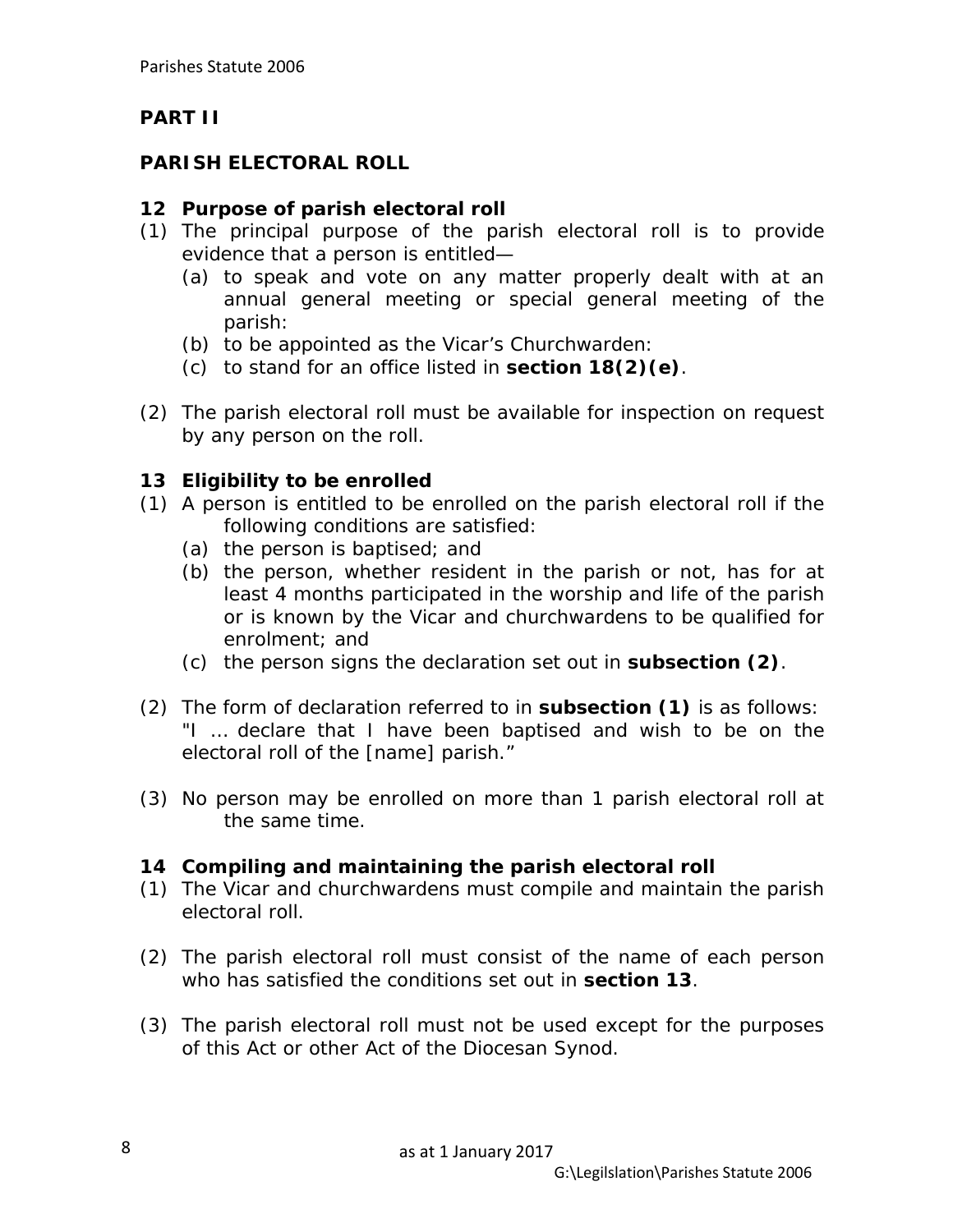## PART II

## PARISH ELECTORAL ROLL

### 12 Purpose of parish electoral roll

(1) The principal purpose of the parish electoral roll is to provide evidence that a person is entitled—

- (a) to speak and vote on any matter properly dealt with at an annual general meeting or special general meeting of the parish:
- (b) to be appointed as the Vicar's Churchwarden:
- (c) to stand for an office listed in **section 18(2)(e)**.

(2) The parish electoral roll must be available for inspection on request by any person on the roll.

### 13 Eligibility to be enrolled

(1) A person is entitled to be enrolled on the parish electoral roll if the following conditions are satisfied:

- (a) the person is baptised; and
- (b) the person, whether resident in the parish or not, has for at least 4 months participated in the worship and life of the parish or is known by the Vicar and churchwardens to be qualified for enrolment; and
- (c) the person signs the declaration set out in **subsection (2)**.

(2) The form of declaration referred to in **subsection (1)** is as follows:
"I … declare that I have been baptised and wish to be on the electoral roll of the [name] parish."

(3) No person may be enrolled on more than 1 parish electoral roll at the same time.

### 14 Compiling and maintaining the parish electoral roll

(1) The Vicar and churchwardens must compile and maintain the parish electoral roll.

(2) The parish electoral roll must consist of the name of each person who has satisfied the conditions set out in **section 13**.

(3) The parish electoral roll must not be used except for the purposes of this Act or other Act of the Diocesan Synod.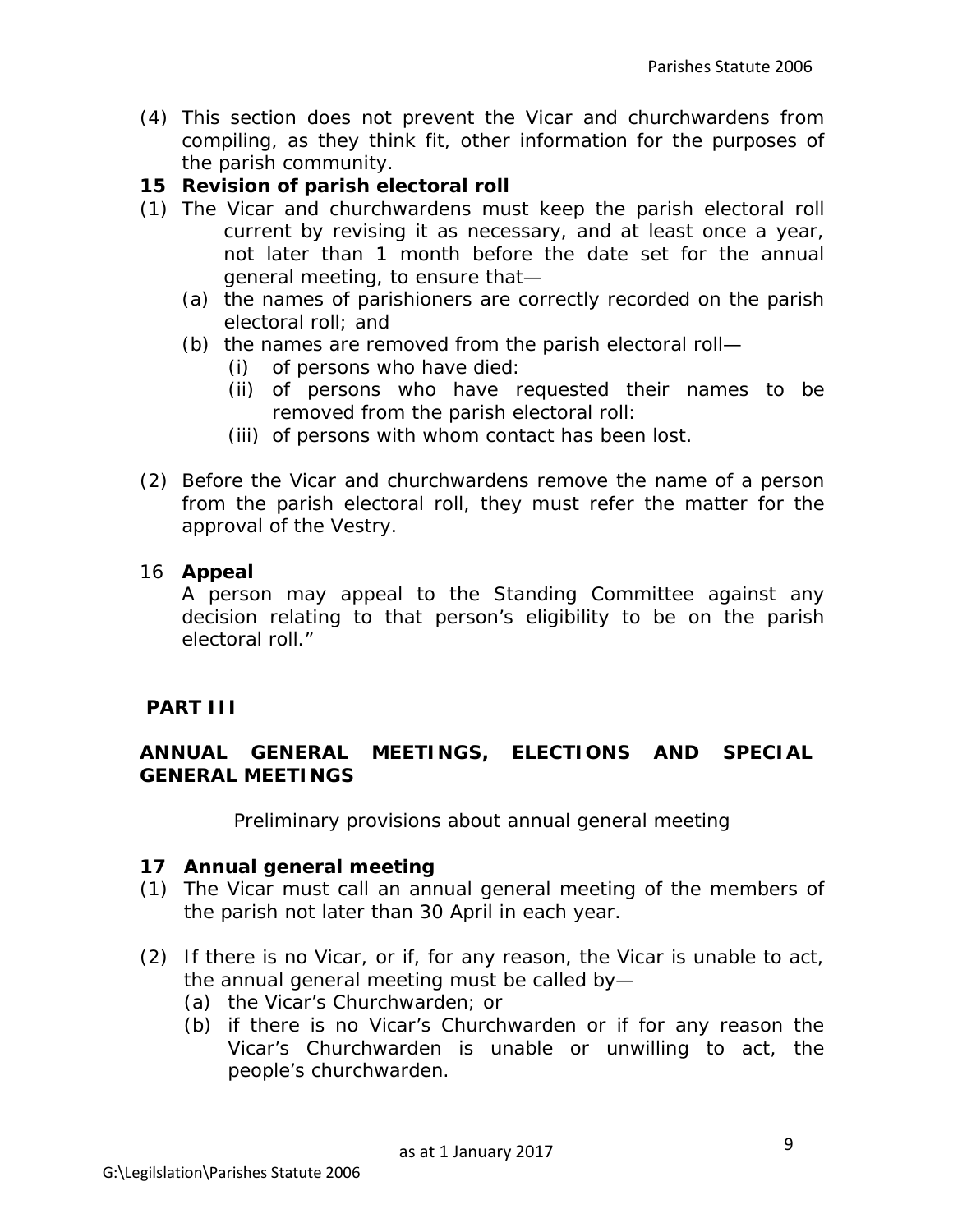(4) This section does not prevent the Vicar and churchwardens from compiling, as they think fit, other information for the purposes of the parish community.

**15 Revision of parish electoral roll**

(1) The Vicar and churchwardens must keep the parish electoral roll current by revising it as necessary, and at least once a year, not later than 1 month before the date set for the annual general meeting, to ensure that—

   (a) the names of parishioners are correctly recorded on the parish electoral roll; and

   (b) the names are removed from the parish electoral roll—

      (i) of persons who have died:

      (ii) of persons who have requested their names to be removed from the parish electoral roll:

      (iii) of persons with whom contact has been lost.

(2) Before the Vicar and churchwardens remove the name of a person from the parish electoral roll, they must refer the matter for the approval of the Vestry.

16 **Appeal**

A person may appeal to the Standing Committee against any decision relating to that person's eligibility to be on the parish electoral roll."

## PART III

## ANNUAL GENERAL MEETINGS, ELECTIONS AND SPECIAL GENERAL MEETINGS

Preliminary provisions about annual general meeting

**17 Annual general meeting**

(1) The Vicar must call an annual general meeting of the members of the parish not later than 30 April in each year.

(2) If there is no Vicar, or if, for any reason, the Vicar is unable to act, the annual general meeting must be called by—

   (a) the Vicar's Churchwarden; or

   (b) if there is no Vicar's Churchwarden or if for any reason the Vicar's Churchwarden is unable or unwilling to act, the people's churchwarden.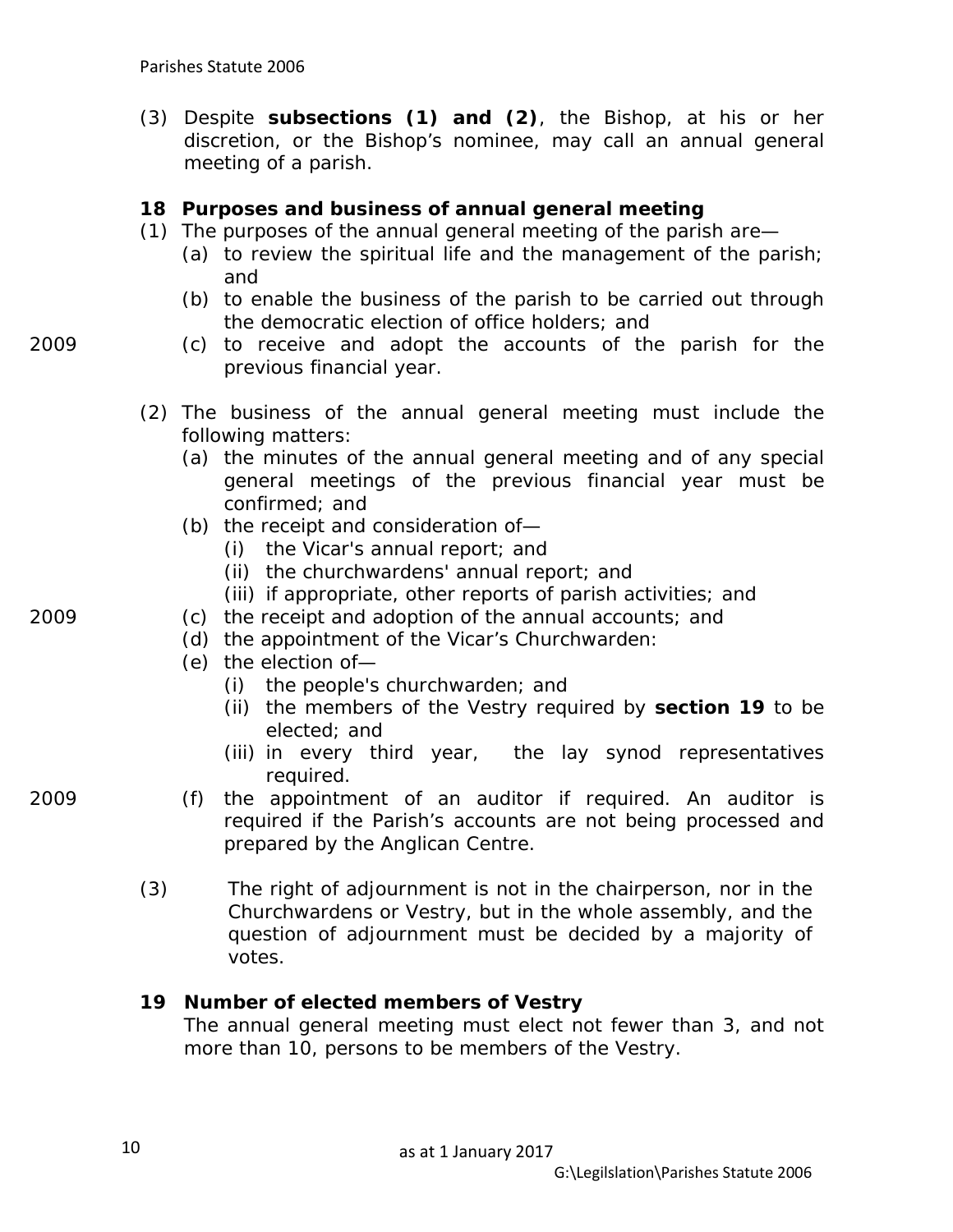(3) Despite **subsections (1) and (2)**, the Bishop, at his or her discretion, or the Bishop's nominee, may call an annual general meeting of a parish.

### 18 Purposes and business of annual general meeting

(1) The purposes of the annual general meeting of the parish are—

- (a) to review the spiritual life and the management of the parish; and
- (b) to enable the business of the parish to be carried out through the democratic election of office holders; and
- (c) to receive and adopt the accounts of the parish for the previous financial year. 2009

(2) The business of the annual general meeting must include the following matters:

- (a) the minutes of the annual general meeting and of any special general meetings of the previous financial year must be confirmed; and
- (b) the receipt and consideration of—
  - (i) the Vicar's annual report; and
  - (ii) the churchwardens' annual report; and
  - (iii) if appropriate, other reports of parish activities; and
- (c) the receipt and adoption of the annual accounts; and 2009
- (d) the appointment of the Vicar's Churchwarden:
- (e) the election of—
  - (i) the people's churchwarden; and
  - (ii) the members of the Vestry required by **section 19** to be elected; and
  - (iii) in every third year, the lay synod representatives required.
- (f) the appointment of an auditor if required. An auditor is required if the Parish's accounts are not being processed and prepared by the Anglican Centre. 2009

(3) The right of adjournment is not in the chairperson, nor in the Churchwardens or Vestry, but in the whole assembly, and the question of adjournment must be decided by a majority of votes.

### 19 Number of elected members of Vestry

The annual general meeting must elect not fewer than 3, and not more than 10, persons to be members of the Vestry.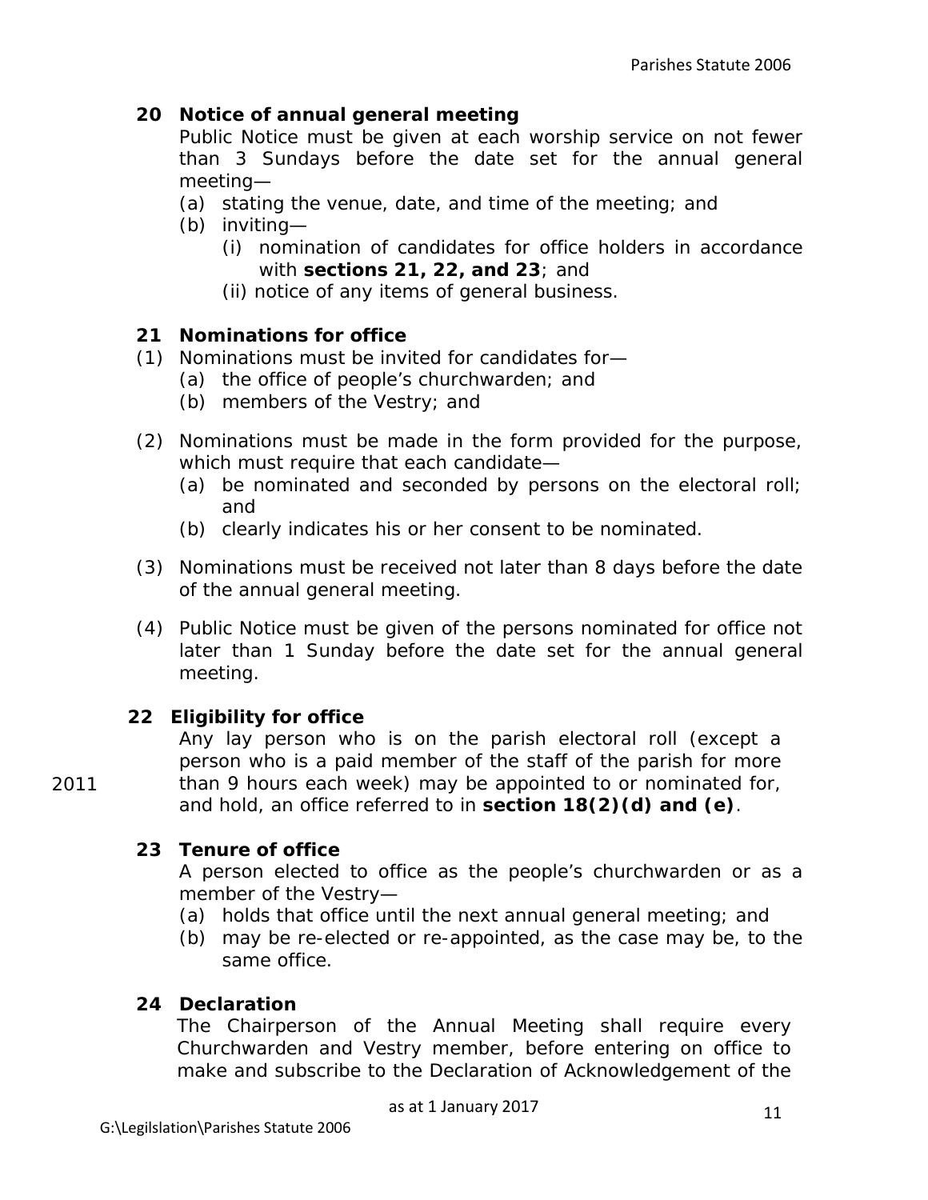## 20 Notice of annual general meeting

Public Notice must be given at each worship service on not fewer than 3 Sundays before the date set for the annual general meeting—

(a) stating the venue, date, and time of the meeting; and

(b) inviting—

  (i) nomination of candidates for office holders in accordance with **sections 21, 22, and 23**; and

  (ii) notice of any items of general business.

## 21 Nominations for office

(1) Nominations must be invited for candidates for—

  (a) the office of people's churchwarden; and

  (b) members of the Vestry; and

(2) Nominations must be made in the form provided for the purpose, which must require that each candidate—

  (a) be nominated and seconded by persons on the electoral roll; and

  (b) clearly indicates his or her consent to be nominated.

(3) Nominations must be received not later than 8 days before the date of the annual general meeting.

(4) Public Notice must be given of the persons nominated for office not later than 1 Sunday before the date set for the annual general meeting.

## 22 Eligibility for office

2011

Any lay person who is on the parish electoral roll (except a person who is a paid member of the staff of the parish for more than 9 hours each week) may be appointed to or nominated for, and hold, an office referred to in **section 18(2)(d) and (e)**.

## 23 Tenure of office

A person elected to office as the people's churchwarden or as a member of the Vestry—

(a) holds that office until the next annual general meeting; and

(b) may be re-elected or re-appointed, as the case may be, to the same office.

## 24 Declaration

The Chairperson of the Annual Meeting shall require every Churchwarden and Vestry member, before entering on office to make and subscribe to the Declaration of Acknowledgement of the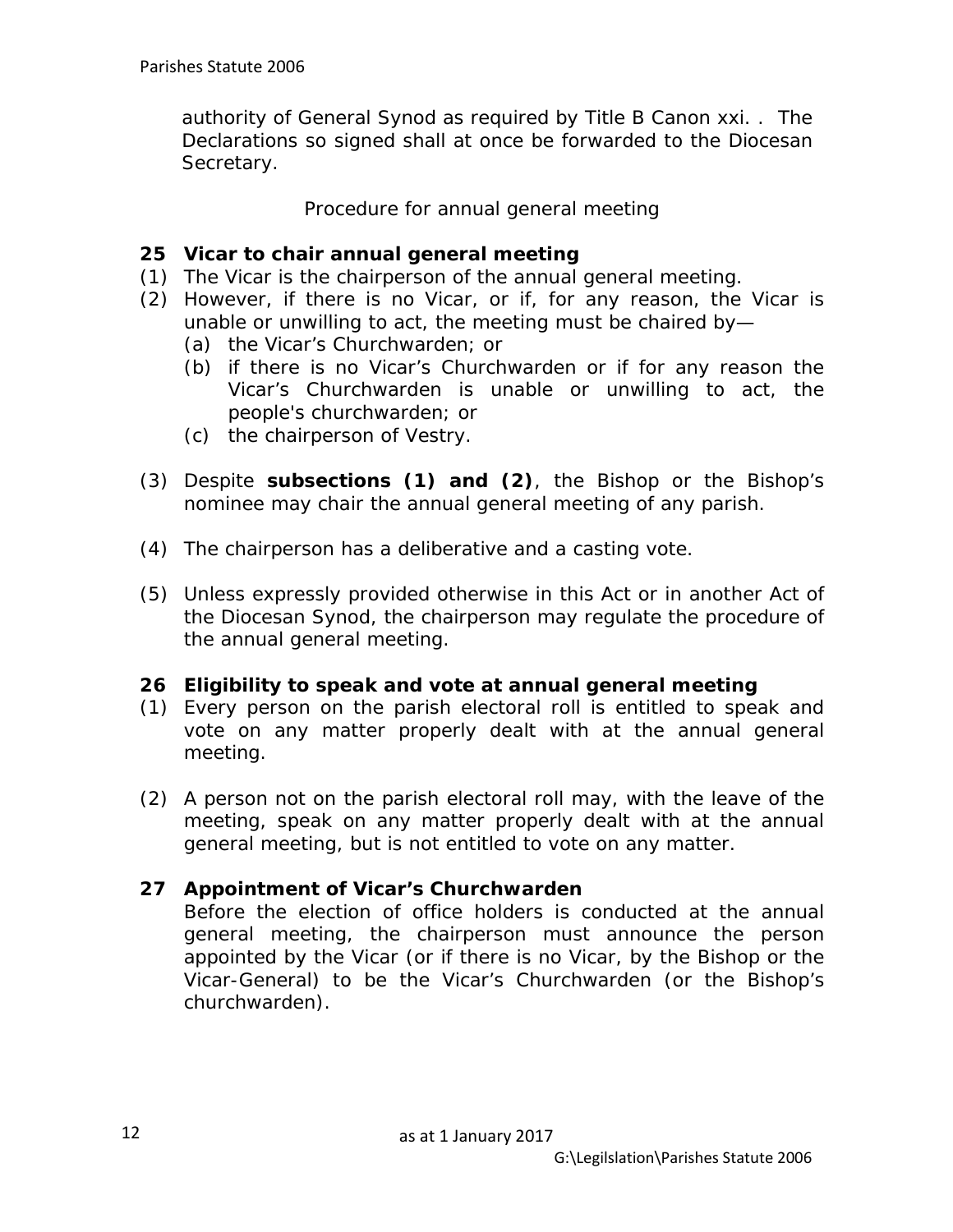authority of General Synod as required by Title B Canon xxi. . The Declarations so signed shall at once be forwarded to the Diocesan Secretary.

*Procedure for annual general meeting*

### 25 Vicar to chair annual general meeting

(1) The Vicar is the chairperson of the annual general meeting.

(2) However, if there is no Vicar, or if, for any reason, the Vicar is unable or unwilling to act, the meeting must be chaired by—

  (a) the Vicar's Churchwarden; or

  (b) if there is no Vicar's Churchwarden or if for any reason the Vicar's Churchwarden is unable or unwilling to act, the people's churchwarden; or

  (c) the chairperson of Vestry.

(3) Despite **subsections (1) and (2)**, the Bishop or the Bishop's nominee may chair the annual general meeting of any parish.

(4) The chairperson has a deliberative and a casting vote.

(5) Unless expressly provided otherwise in this Act or in another Act of the Diocesan Synod, the chairperson may regulate the procedure of the annual general meeting.

### 26 Eligibility to speak and vote at annual general meeting

(1) Every person on the parish electoral roll is entitled to speak and vote on any matter properly dealt with at the annual general meeting.

(2) A person not on the parish electoral roll may, with the leave of the meeting, speak on any matter properly dealt with at the annual general meeting, but is not entitled to vote on any matter.

### 27 Appointment of Vicar's Churchwarden

Before the election of office holders is conducted at the annual general meeting, the chairperson must announce the person appointed by the Vicar (or if there is no Vicar, by the Bishop or the Vicar-General) to be the Vicar's Churchwarden (or the Bishop's churchwarden).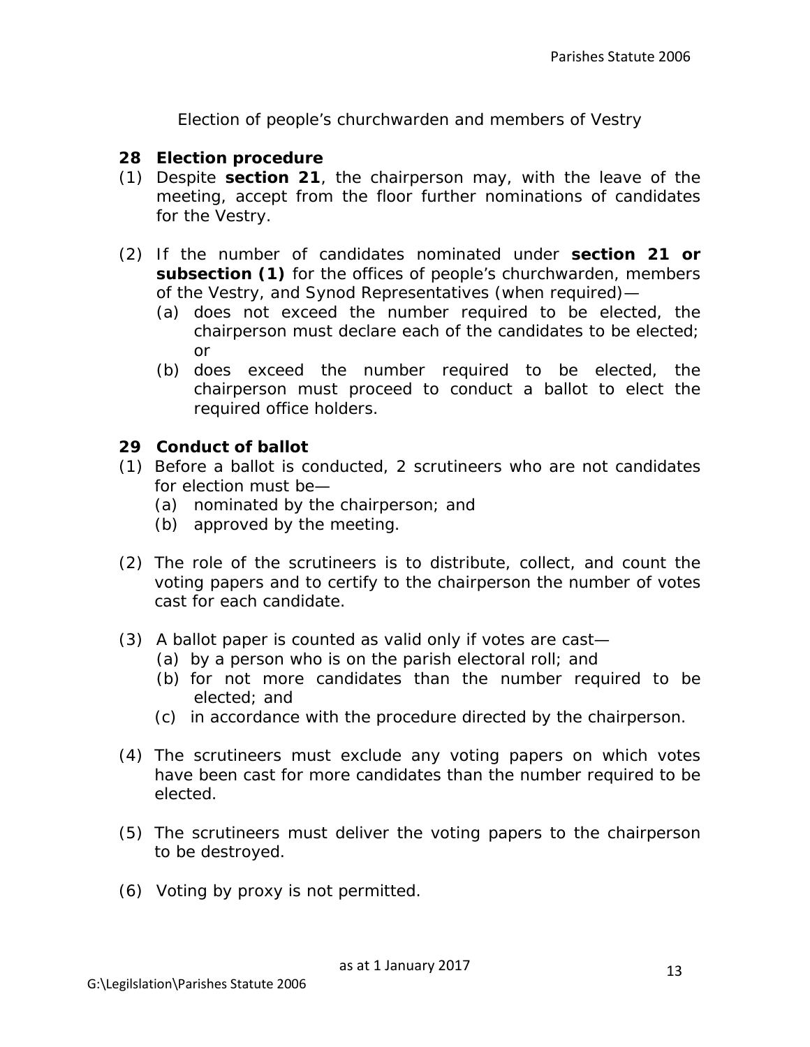Election of people's churchwarden and members of Vestry

### 28 Election procedure

(1) Despite **section 21**, the chairperson may, with the leave of the meeting, accept from the floor further nominations of candidates for the Vestry.

(2) If the number of candidates nominated under **section 21 or subsection (1)** for the offices of people's churchwarden, members of the Vestry, and Synod Representatives (when required)—

- (a) does not exceed the number required to be elected, the chairperson must declare each of the candidates to be elected; or
- (b) does exceed the number required to be elected, the chairperson must proceed to conduct a ballot to elect the required office holders.

### 29 Conduct of ballot

(1) Before a ballot is conducted, 2 scrutineers who are not candidates for election must be—

- (a) nominated by the chairperson; and
- (b) approved by the meeting.

(2) The role of the scrutineers is to distribute, collect, and count the voting papers and to certify to the chairperson the number of votes cast for each candidate.

(3) A ballot paper is counted as valid only if votes are cast—

- (a) by a person who is on the parish electoral roll; and
- (b) for not more candidates than the number required to be elected; and
- (c) in accordance with the procedure directed by the chairperson.

(4) The scrutineers must exclude any voting papers on which votes have been cast for more candidates than the number required to be elected.

(5) The scrutineers must deliver the voting papers to the chairperson to be destroyed.

(6) Voting by proxy is not permitted.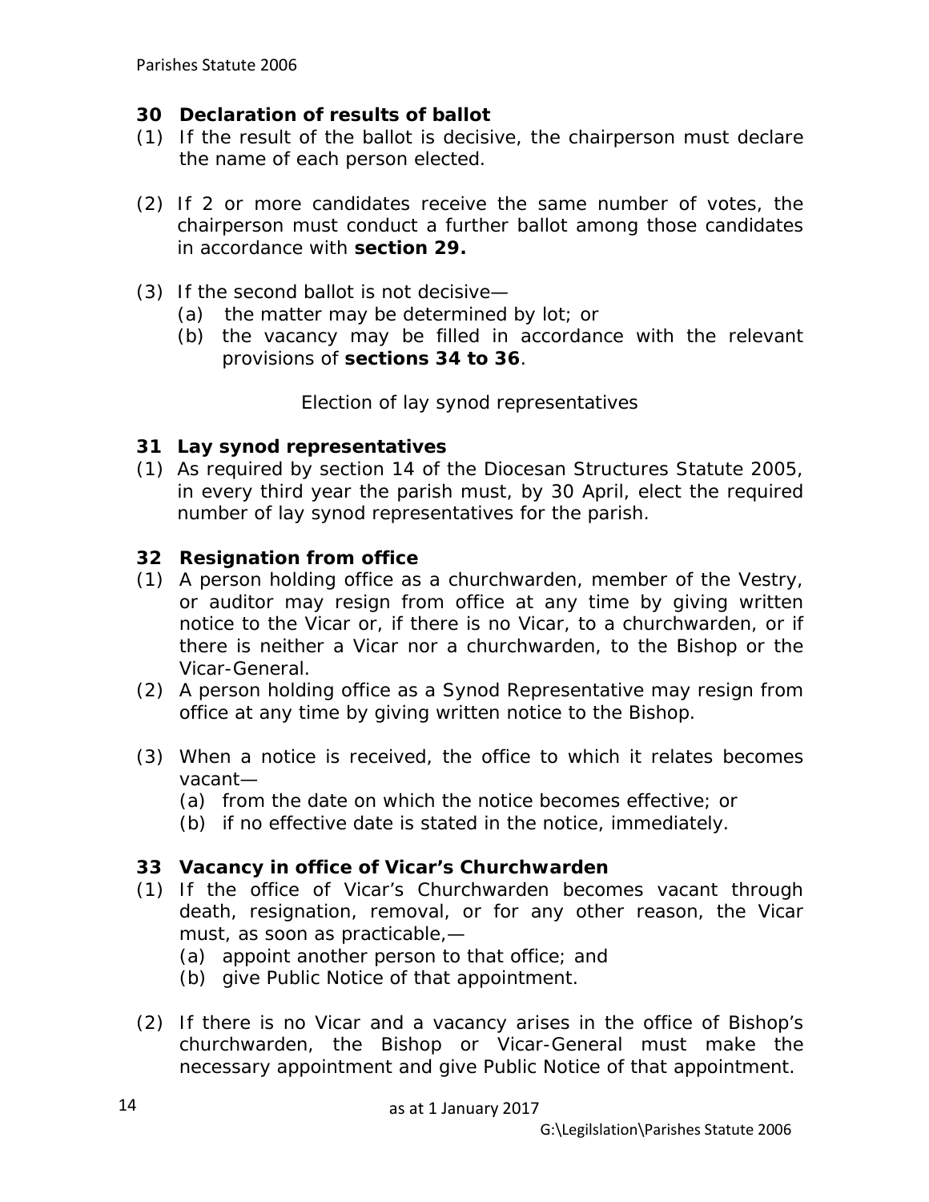### 30 Declaration of results of ballot

(1) If the result of the ballot is decisive, the chairperson must declare the name of each person elected.

(2) If 2 or more candidates receive the same number of votes, the chairperson must conduct a further ballot among those candidates in accordance with **section 29.**

(3) If the second ballot is not decisive—
   - (a) the matter may be determined by lot; or
   - (b) the vacancy may be filled in accordance with the relevant provisions of **sections 34 to 36**.

Election of lay synod representatives

### 31 Lay synod representatives

(1) As required by section 14 of the Diocesan Structures Statute 2005, in every third year the parish must, by 30 April, elect the required number of lay synod representatives for the parish.

### 32 Resignation from office

(1) A person holding office as a churchwarden, member of the Vestry, or auditor may resign from office at any time by giving written notice to the Vicar or, if there is no Vicar, to a churchwarden, or if there is neither a Vicar nor a churchwarden, to the Bishop or the Vicar-General.

(2) A person holding office as a Synod Representative may resign from office at any time by giving written notice to the Bishop.

(3) When a notice is received, the office to which it relates becomes vacant—
   - (a) from the date on which the notice becomes effective; or
   - (b) if no effective date is stated in the notice, immediately.

### 33 Vacancy in office of Vicar's Churchwarden

(1) If the office of Vicar's Churchwarden becomes vacant through death, resignation, removal, or for any other reason, the Vicar must, as soon as practicable,—
   - (a) appoint another person to that office; and
   - (b) give Public Notice of that appointment.

(2) If there is no Vicar and a vacancy arises in the office of Bishop's churchwarden, the Bishop or Vicar-General must make the necessary appointment and give Public Notice of that appointment.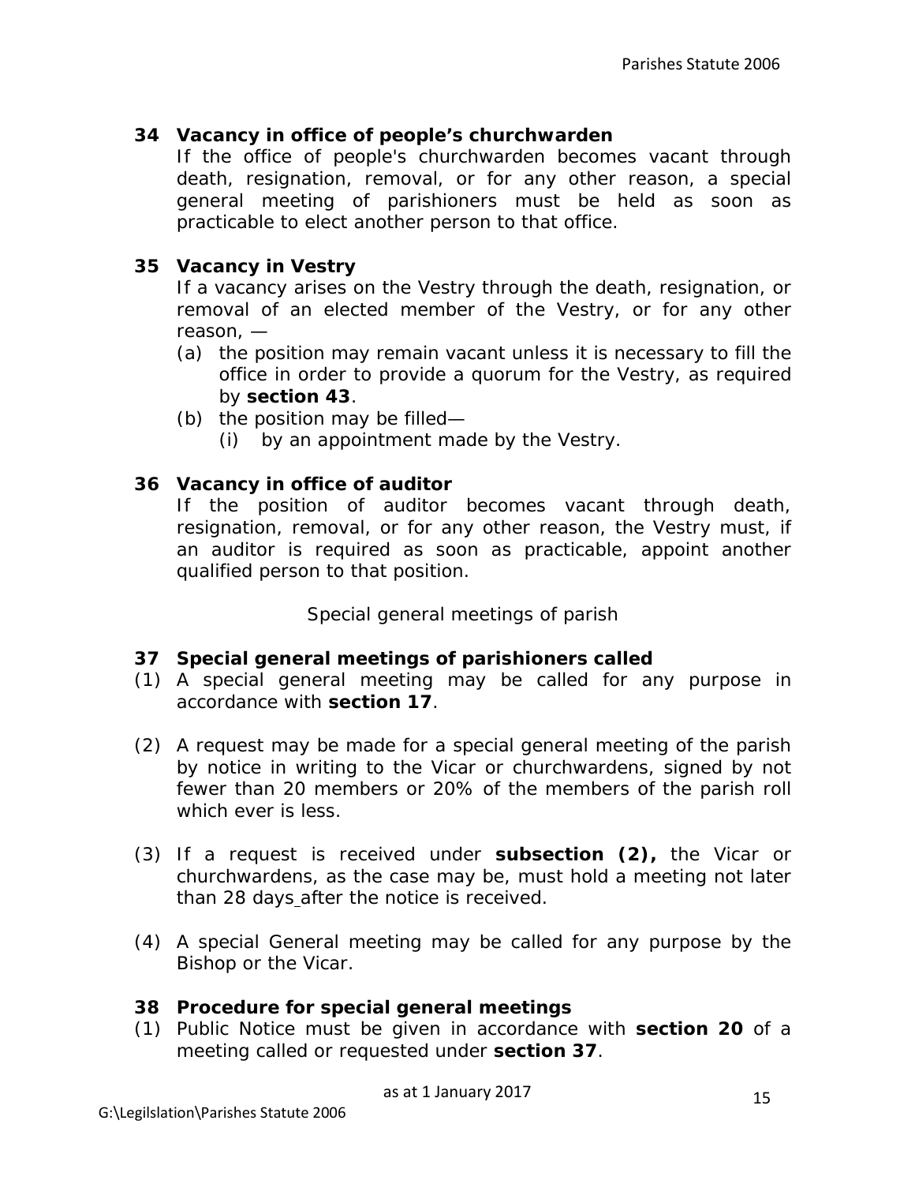### 34 Vacancy in office of people's churchwarden

If the office of people's churchwarden becomes vacant through death, resignation, removal, or for any other reason, a special general meeting of parishioners must be held as soon as practicable to elect another person to that office.

### 35 Vacancy in Vestry

If a vacancy arises on the Vestry through the death, resignation, or removal of an elected member of the Vestry, or for any other reason, —

(a) the position may remain vacant unless it is necessary to fill the office in order to provide a quorum for the Vestry, as required by **section 43**.

(b) the position may be filled—

  (i) by an appointment made by the Vestry.

### 36 Vacancy in office of auditor

If the position of auditor becomes vacant through death, resignation, removal, or for any other reason, the Vestry must, if an auditor is required as soon as practicable, appoint another qualified person to that position.

Special general meetings of parish

### 37 Special general meetings of parishioners called

(1) A special general meeting may be called for any purpose in accordance with **section 17**.

(2) A request may be made for a special general meeting of the parish by notice in writing to the Vicar or churchwardens, signed by not fewer than 20 members or 20% of the members of the parish roll which ever is less.

(3) If a request is received under **subsection (2),** the Vicar or churchwardens, as the case may be, must hold a meeting not later than 28 days after the notice is received.

(4) A special General meeting may be called for any purpose by the Bishop or the Vicar.

### 38 Procedure for special general meetings

(1) Public Notice must be given in accordance with **section 20** of a meeting called or requested under **section 37**.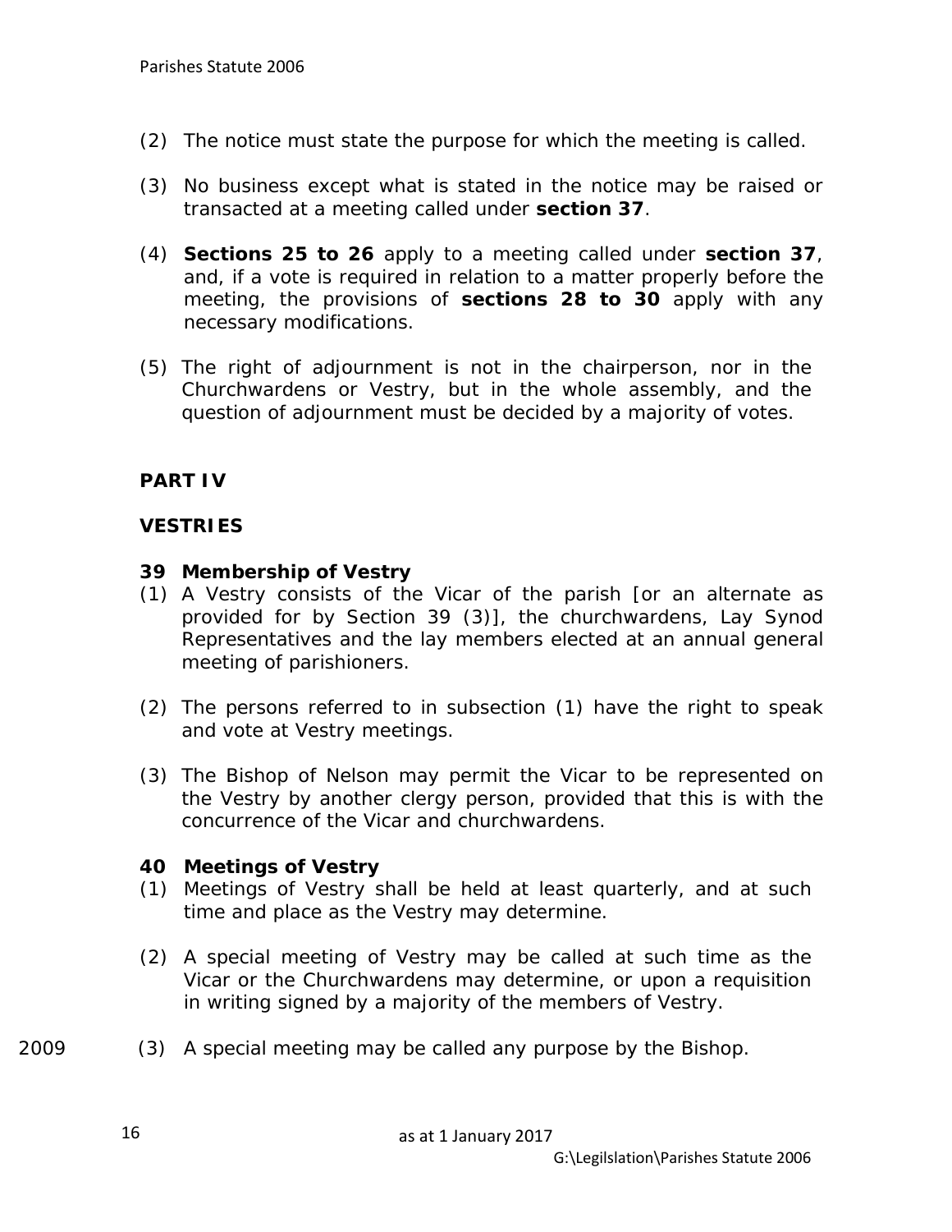(2) The notice must state the purpose for which the meeting is called.

(3) No business except what is stated in the notice may be raised or transacted at a meeting called under **section 37**.

(4) **Sections 25 to 26** apply to a meeting called under **section 37**, and, if a vote is required in relation to a matter properly before the meeting, the provisions of **sections 28 to 30** apply with any necessary modifications.

(5) The right of adjournment is not in the chairperson, nor in the Churchwardens or Vestry, but in the whole assembly, and the question of adjournment must be decided by a majority of votes.

## PART IV

## VESTRIES

### 39 Membership of Vestry

(1) A Vestry consists of the Vicar of the parish [or an alternate as provided for by Section 39 (3)], the churchwardens, Lay Synod Representatives and the lay members elected at an annual general meeting of parishioners.

(2) The persons referred to in subsection (1) have the right to speak and vote at Vestry meetings.

(3) The Bishop of Nelson may permit the Vicar to be represented on the Vestry by another clergy person, provided that this is with the concurrence of the Vicar and churchwardens.

### 40 Meetings of Vestry

(1) Meetings of Vestry shall be held at least quarterly, and at such time and place as the Vestry may determine.

(2) A special meeting of Vestry may be called at such time as the Vicar or the Churchwardens may determine, or upon a requisition in writing signed by a majority of the members of Vestry.

2009 (3) A special meeting may be called any purpose by the Bishop.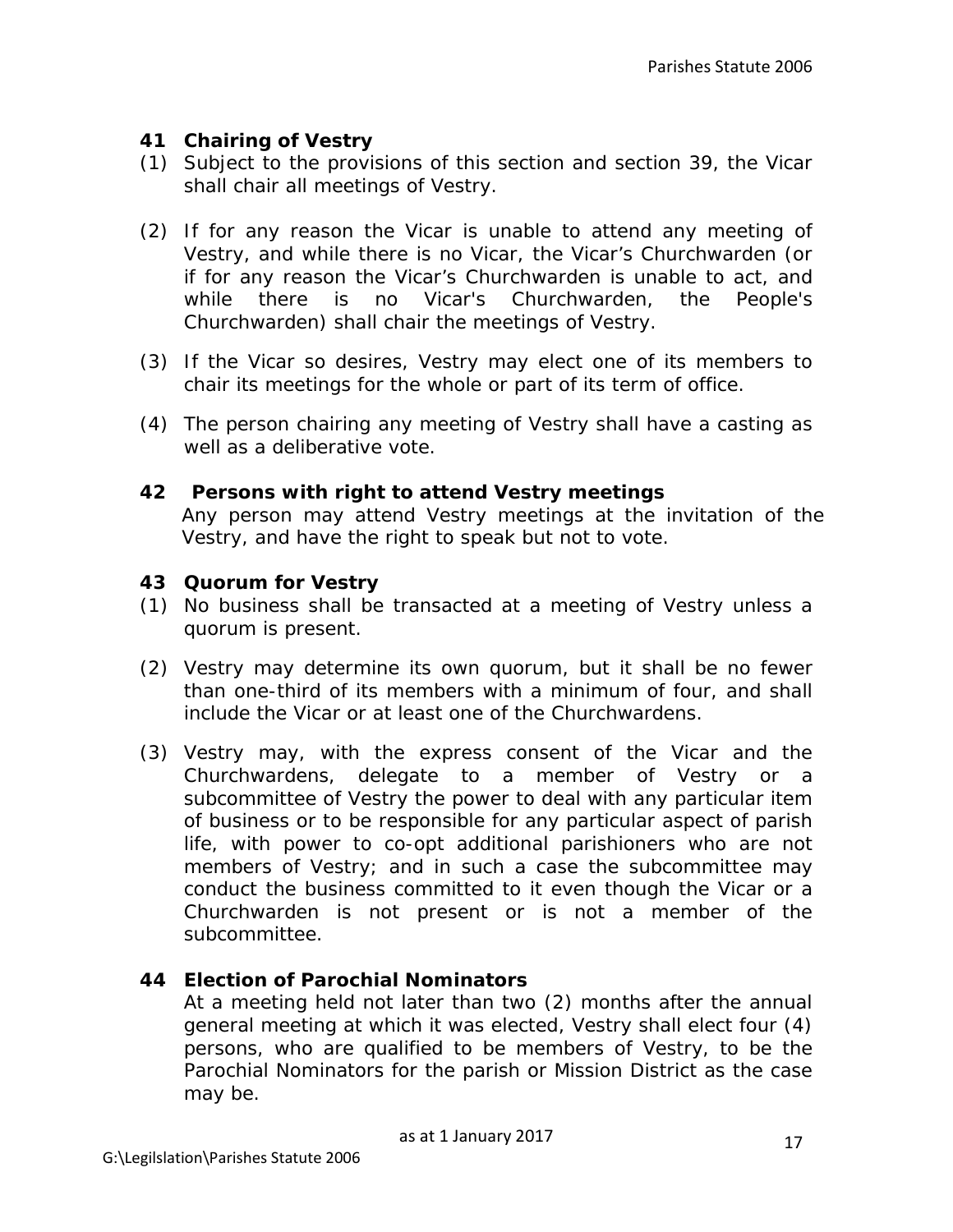### 41 Chairing of Vestry

(1) Subject to the provisions of this section and section 39, the Vicar shall chair all meetings of Vestry.

(2) If for any reason the Vicar is unable to attend any meeting of Vestry, and while there is no Vicar, the Vicar's Churchwarden (or if for any reason the Vicar's Churchwarden is unable to act, and while there is no Vicar's Churchwarden, the People's Churchwarden) shall chair the meetings of Vestry.

(3) If the Vicar so desires, Vestry may elect one of its members to chair its meetings for the whole or part of its term of office.

(4) The person chairing any meeting of Vestry shall have a casting as well as a deliberative vote.

### 42 Persons with right to attend Vestry meetings

Any person may attend Vestry meetings at the invitation of the Vestry, and have the right to speak but not to vote.

### 43 Quorum for Vestry

(1) No business shall be transacted at a meeting of Vestry unless a quorum is present.

(2) Vestry may determine its own quorum, but it shall be no fewer than one-third of its members with a minimum of four, and shall include the Vicar or at least one of the Churchwardens.

(3) Vestry may, with the express consent of the Vicar and the Churchwardens, delegate to a member of Vestry or a subcommittee of Vestry the power to deal with any particular item of business or to be responsible for any particular aspect of parish life, with power to co-opt additional parishioners who are not members of Vestry; and in such a case the subcommittee may conduct the business committed to it even though the Vicar or a Churchwarden is not present or is not a member of the subcommittee.

### 44 Election of Parochial Nominators

At a meeting held not later than two (2) months after the annual general meeting at which it was elected, Vestry shall elect four (4) persons, who are qualified to be members of Vestry, to be the Parochial Nominators for the parish or Mission District as the case may be.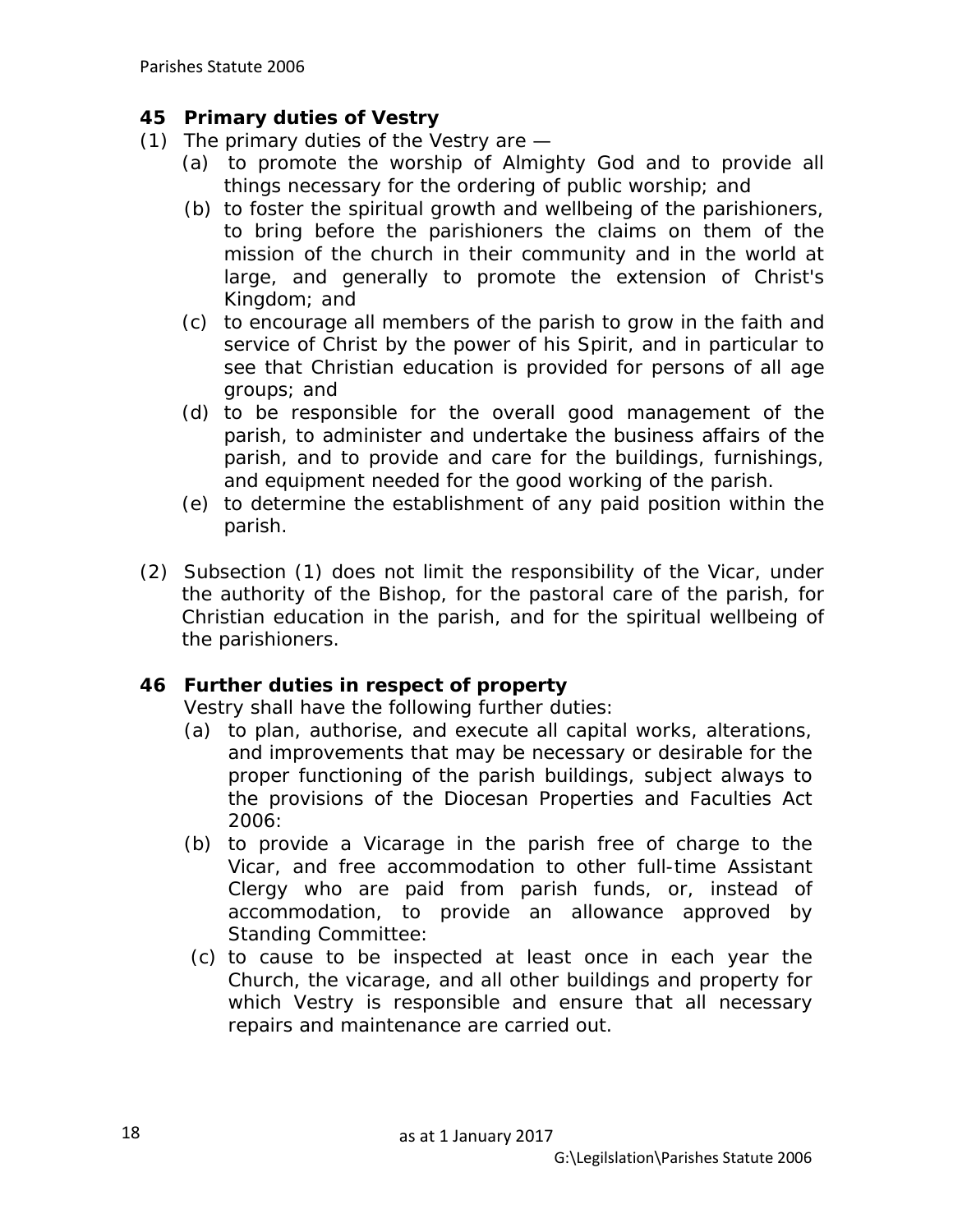## 45 Primary duties of Vestry

(1) The primary duties of the Vestry are —

  (a) to promote the worship of Almighty God and to provide all things necessary for the ordering of public worship; and

  (b) to foster the spiritual growth and wellbeing of the parishioners, to bring before the parishioners the claims on them of the mission of the church in their community and in the world at large, and generally to promote the extension of Christ's Kingdom; and

  (c) to encourage all members of the parish to grow in the faith and service of Christ by the power of his Spirit, and in particular to see that Christian education is provided for persons of all age groups; and

  (d) to be responsible for the overall good management of the parish, to administer and undertake the business affairs of the parish, and to provide and care for the buildings, furnishings, and equipment needed for the good working of the parish.

  (e) to determine the establishment of any paid position within the parish.

(2) Subsection (1) does not limit the responsibility of the Vicar, under the authority of the Bishop, for the pastoral care of the parish, for Christian education in the parish, and for the spiritual wellbeing of the parishioners.

## 46 Further duties in respect of property

Vestry shall have the following further duties:

  (a) to plan, authorise, and execute all capital works, alterations, and improvements that may be necessary or desirable for the proper functioning of the parish buildings, subject always to the provisions of the Diocesan Properties and Faculties Act 2006:

  (b) to provide a Vicarage in the parish free of charge to the Vicar, and free accommodation to other full-time Assistant Clergy who are paid from parish funds, or, instead of accommodation, to provide an allowance approved by Standing Committee:

  (c) to cause to be inspected at least once in each year the Church, the vicarage, and all other buildings and property for which Vestry is responsible and ensure that all necessary repairs and maintenance are carried out.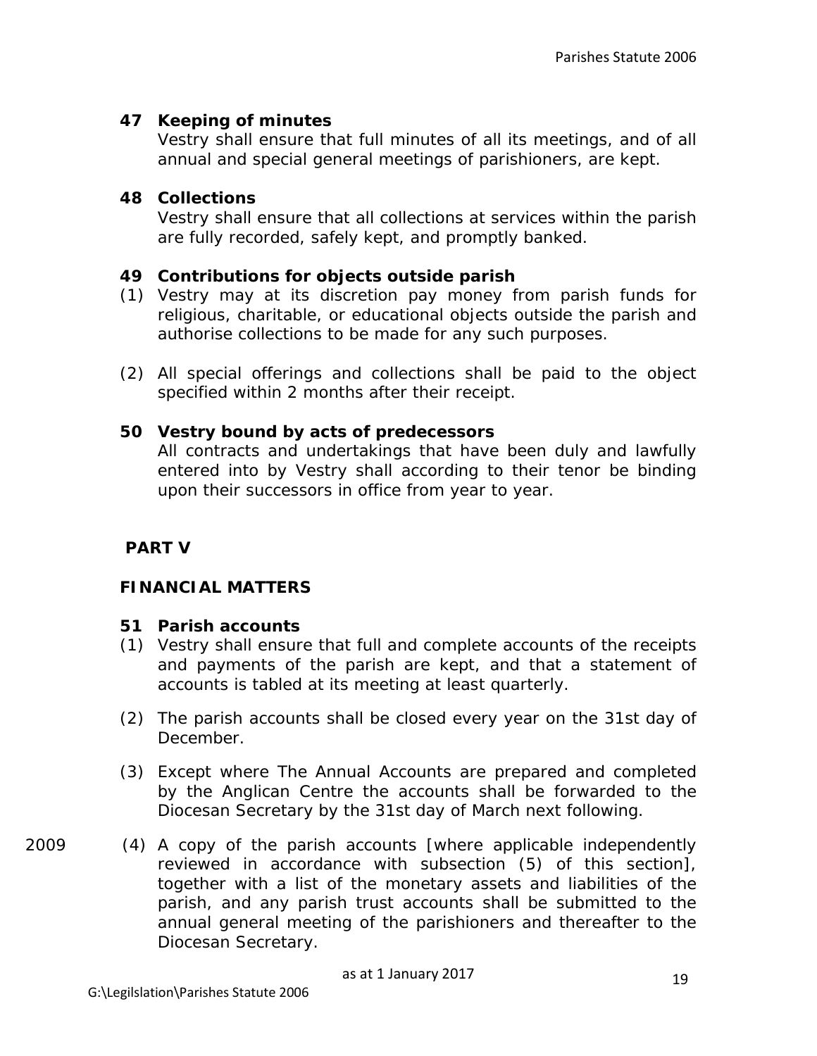### 47 Keeping of minutes

Vestry shall ensure that full minutes of all its meetings, and of all annual and special general meetings of parishioners, are kept.

### 48 Collections

Vestry shall ensure that all collections at services within the parish are fully recorded, safely kept, and promptly banked.

### 49 Contributions for objects outside parish

(1) Vestry may at its discretion pay money from parish funds for religious, charitable, or educational objects outside the parish and authorise collections to be made for any such purposes.

(2) All special offerings and collections shall be paid to the object specified within 2 months after their receipt.

### 50 Vestry bound by acts of predecessors

All contracts and undertakings that have been duly and lawfully entered into by Vestry shall according to their tenor be binding upon their successors in office from year to year.

## PART V

## FINANCIAL MATTERS

### 51 Parish accounts

(1) Vestry shall ensure that full and complete accounts of the receipts and payments of the parish are kept, and that a statement of accounts is tabled at its meeting at least quarterly.

(2) The parish accounts shall be closed every year on the 31st day of December.

(3) Except where The Annual Accounts are prepared and completed by the Anglican Centre the accounts shall be forwarded to the Diocesan Secretary by the 31st day of March next following.

2009 (4) A copy of the parish accounts [where applicable independently reviewed in accordance with subsection (5) of this section], together with a list of the monetary assets and liabilities of the parish, and any parish trust accounts shall be submitted to the annual general meeting of the parishioners and thereafter to the Diocesan Secretary.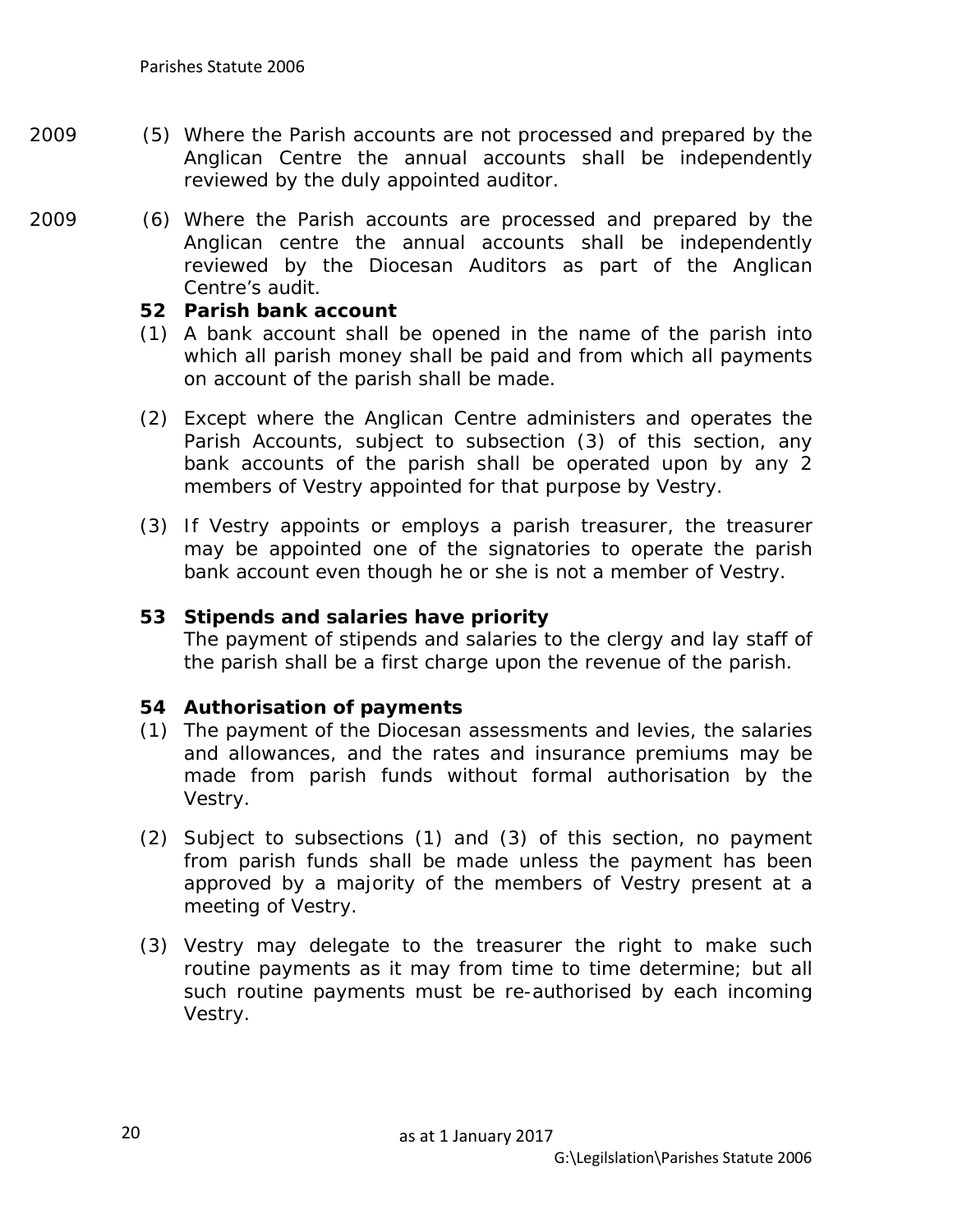2009 (5) Where the Parish accounts are not processed and prepared by the Anglican Centre the annual accounts shall be independently reviewed by the duly appointed auditor.

2009 (6) Where the Parish accounts are processed and prepared by the Anglican centre the annual accounts shall be independently reviewed by the Diocesan Auditors as part of the Anglican Centre's audit.

**52 Parish bank account**

(1) A bank account shall be opened in the name of the parish into which all parish money shall be paid and from which all payments on account of the parish shall be made.

(2) Except where the Anglican Centre administers and operates the Parish Accounts, subject to subsection (3) of this section, any bank accounts of the parish shall be operated upon by any 2 members of Vestry appointed for that purpose by Vestry.

(3) If Vestry appoints or employs a parish treasurer, the treasurer may be appointed one of the signatories to operate the parish bank account even though he or she is not a member of Vestry.

**53 Stipends and salaries have priority**

The payment of stipends and salaries to the clergy and lay staff of the parish shall be a first charge upon the revenue of the parish.

**54 Authorisation of payments**

(1) The payment of the Diocesan assessments and levies, the salaries and allowances, and the rates and insurance premiums may be made from parish funds without formal authorisation by the Vestry.

(2) Subject to subsections (1) and (3) of this section, no payment from parish funds shall be made unless the payment has been approved by a majority of the members of Vestry present at a meeting of Vestry.

(3) Vestry may delegate to the treasurer the right to make such routine payments as it may from time to time determine; but all such routine payments must be re-authorised by each incoming Vestry.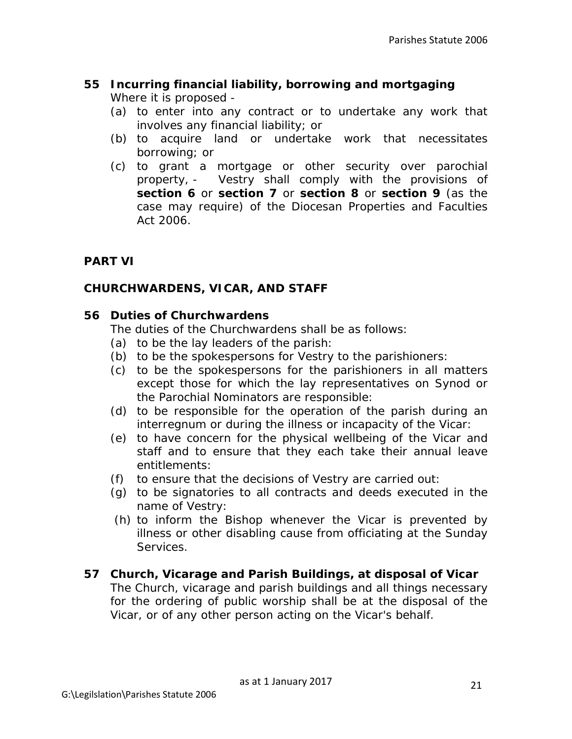**55 Incurring financial liability, borrowing and mortgaging**

Where it is proposed -

(a) to enter into any contract or to undertake any work that involves any financial liability; or

(b) to acquire land or undertake work that necessitates borrowing; or

(c) to grant a mortgage or other security over parochial property, - Vestry shall comply with the provisions of **section 6** or **section 7** or **section 8** or **section 9** (as the case may require) of the Diocesan Properties and Faculties Act 2006.

## PART VI

## CHURCHWARDENS, VICAR, AND STAFF

**56 Duties of Churchwardens**

The duties of the Churchwardens shall be as follows:

(a) to be the lay leaders of the parish:

(b) to be the spokespersons for Vestry to the parishioners:

(c) to be the spokespersons for the parishioners in all matters except those for which the lay representatives on Synod or the Parochial Nominators are responsible:

(d) to be responsible for the operation of the parish during an interregnum or during the illness or incapacity of the Vicar:

(e) to have concern for the physical wellbeing of the Vicar and staff and to ensure that they each take their annual leave entitlements:

(f) to ensure that the decisions of Vestry are carried out:

(g) to be signatories to all contracts and deeds executed in the name of Vestry:

(h) to inform the Bishop whenever the Vicar is prevented by illness or other disabling cause from officiating at the Sunday Services.

**57 Church, Vicarage and Parish Buildings, at disposal of Vicar**

The Church, vicarage and parish buildings and all things necessary for the ordering of public worship shall be at the disposal of the Vicar, or of any other person acting on the Vicar's behalf.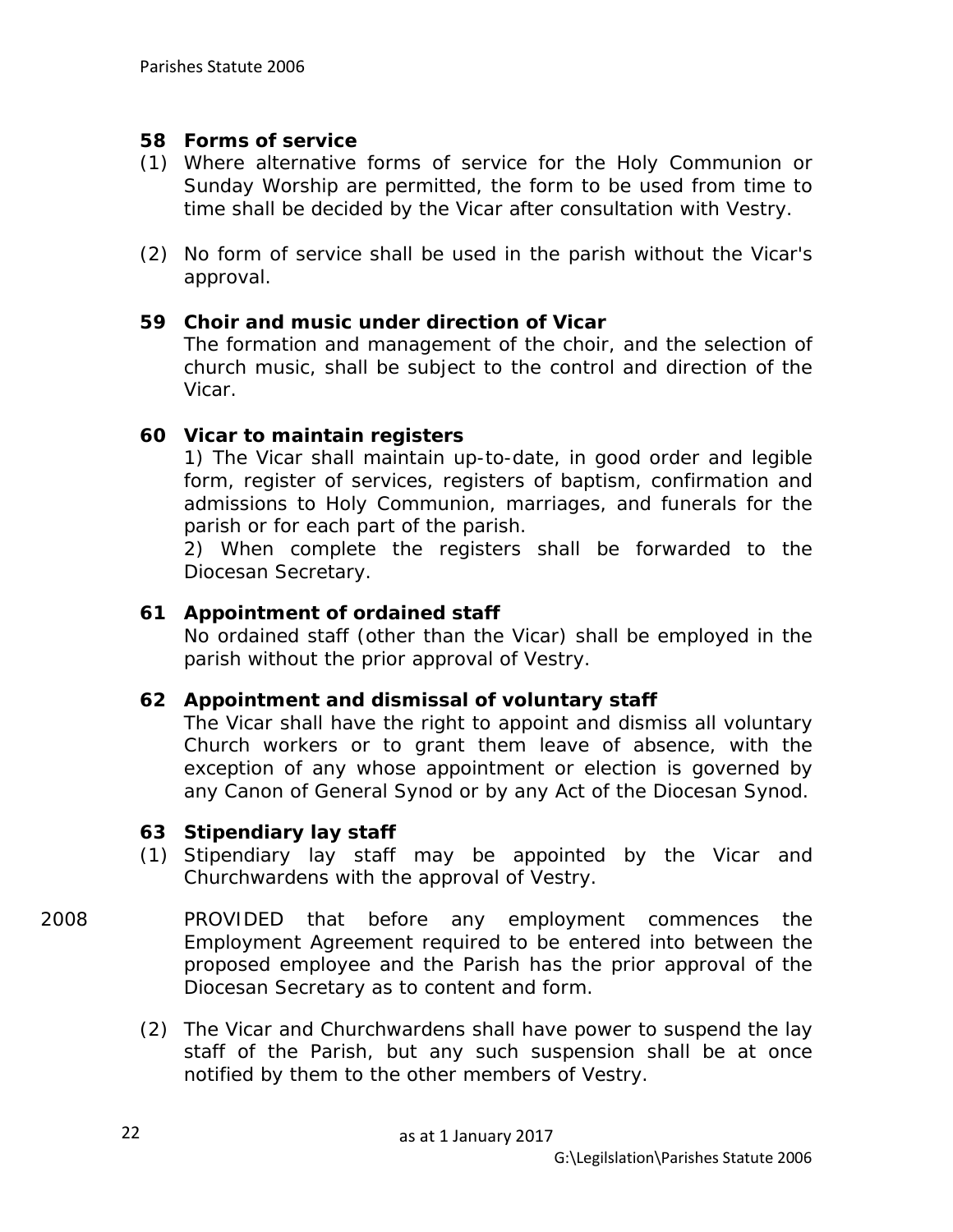### 58 Forms of service

(1) Where alternative forms of service for the Holy Communion or Sunday Worship are permitted, the form to be used from time to time shall be decided by the Vicar after consultation with Vestry.

(2) No form of service shall be used in the parish without the Vicar's approval.

### 59 Choir and music under direction of Vicar

The formation and management of the choir, and the selection of church music, shall be subject to the control and direction of the Vicar.

### 60 Vicar to maintain registers

1) The Vicar shall maintain up-to-date, in good order and legible form, register of services, registers of baptism, confirmation and admissions to Holy Communion, marriages, and funerals for the parish or for each part of the parish.

2) When complete the registers shall be forwarded to the Diocesan Secretary.

### 61 Appointment of ordained staff

No ordained staff (other than the Vicar) shall be employed in the parish without the prior approval of Vestry.

### 62 Appointment and dismissal of voluntary staff

The Vicar shall have the right to appoint and dismiss all voluntary Church workers or to grant them leave of absence, with the exception of any whose appointment or election is governed by any Canon of General Synod or by any Act of the Diocesan Synod.

### 63 Stipendiary lay staff

(1) Stipendiary lay staff may be appointed by the Vicar and Churchwardens with the approval of Vestry.

2008 PROVIDED that before any employment commences the Employment Agreement required to be entered into between the proposed employee and the Parish has the prior approval of the Diocesan Secretary as to content and form.

(2) The Vicar and Churchwardens shall have power to suspend the lay staff of the Parish, but any such suspension shall be at once notified by them to the other members of Vestry.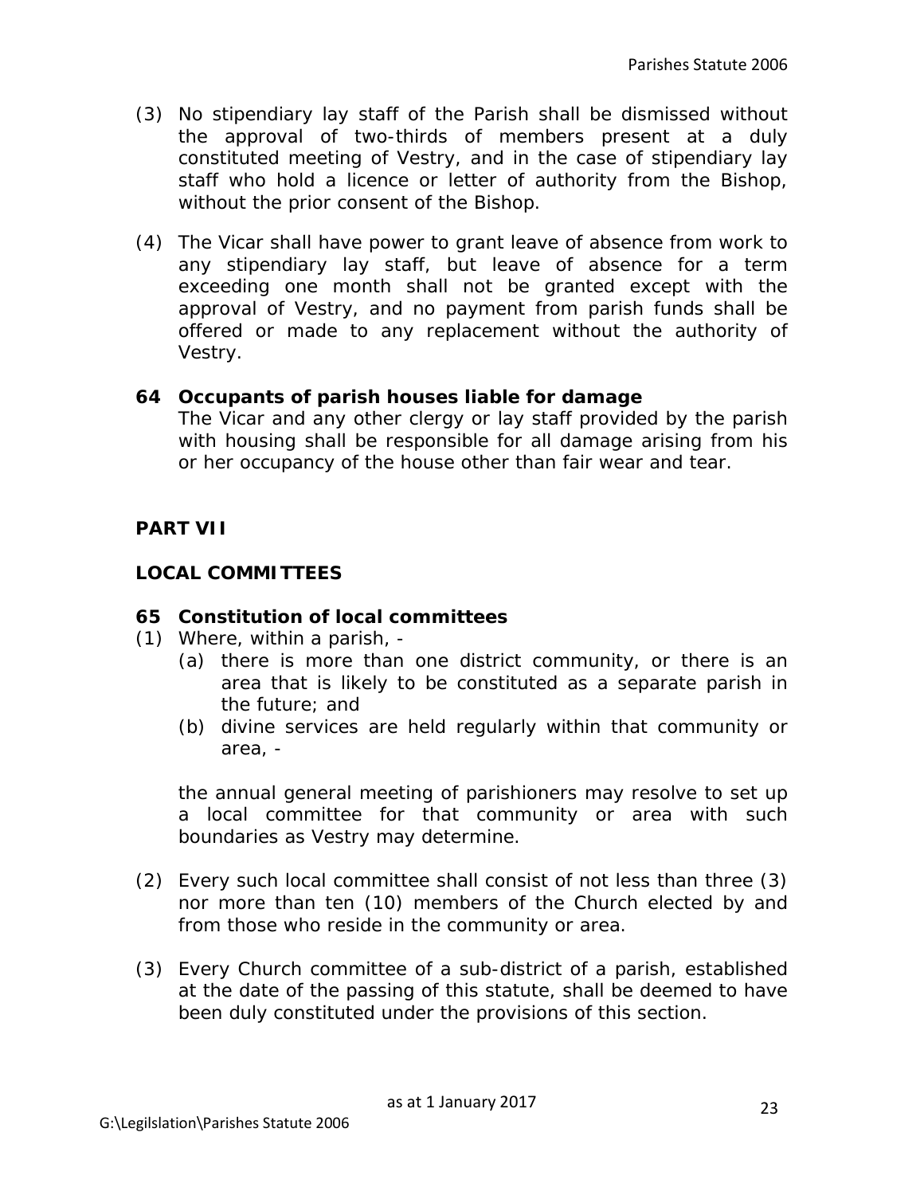(3) No stipendiary lay staff of the Parish shall be dismissed without the approval of two-thirds of members present at a duly constituted meeting of Vestry, and in the case of stipendiary lay staff who hold a licence or letter of authority from the Bishop, without the prior consent of the Bishop.

(4) The Vicar shall have power to grant leave of absence from work to any stipendiary lay staff, but leave of absence for a term exceeding one month shall not be granted except with the approval of Vestry, and no payment from parish funds shall be offered or made to any replacement without the authority of Vestry.

### 64 Occupants of parish houses liable for damage

The Vicar and any other clergy or lay staff provided by the parish with housing shall be responsible for all damage arising from his or her occupancy of the house other than fair wear and tear.

## PART VII

## LOCAL COMMITTEES

### 65 Constitution of local committees

(1) Where, within a parish, -

   (a) there is more than one district community, or there is an area that is likely to be constituted as a separate parish in the future; and

   (b) divine services are held regularly within that community or area, -

   the annual general meeting of parishioners may resolve to set up a local committee for that community or area with such boundaries as Vestry may determine.

(2) Every such local committee shall consist of not less than three (3) nor more than ten (10) members of the Church elected by and from those who reside in the community or area.

(3) Every Church committee of a sub-district of a parish, established at the date of the passing of this statute, shall be deemed to have been duly constituted under the provisions of this section.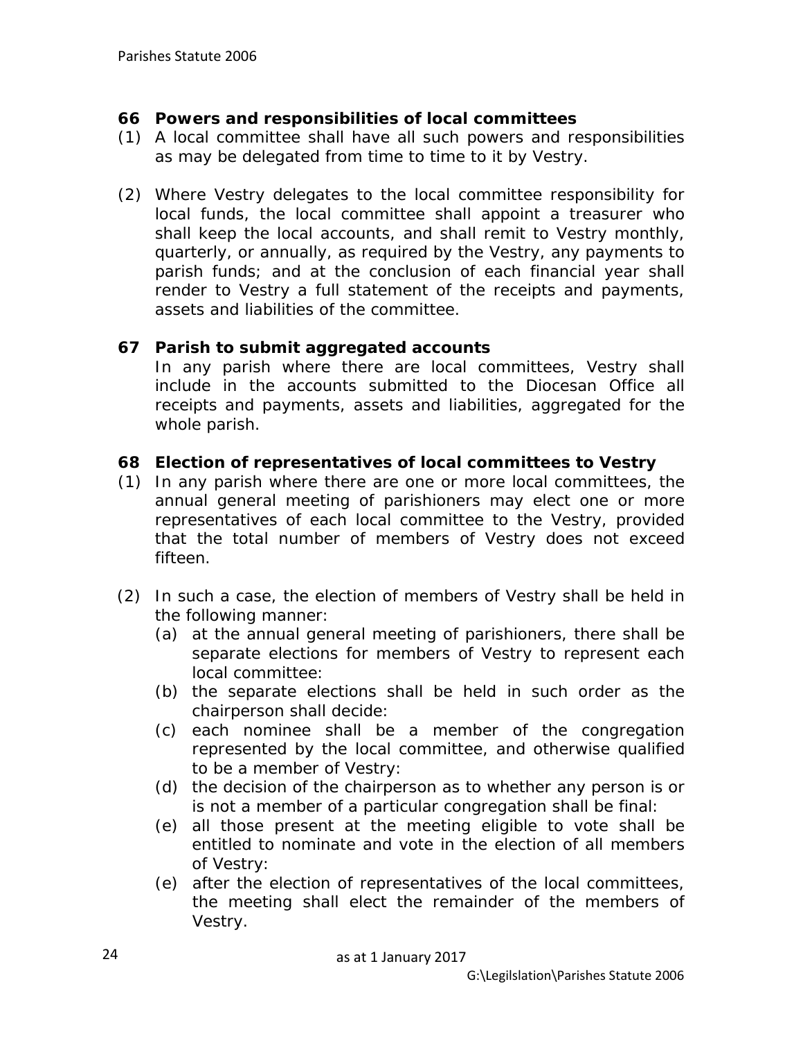## 66 Powers and responsibilities of local committees

(1) A local committee shall have all such powers and responsibilities as may be delegated from time to time to it by Vestry.

(2) Where Vestry delegates to the local committee responsibility for local funds, the local committee shall appoint a treasurer who shall keep the local accounts, and shall remit to Vestry monthly, quarterly, or annually, as required by the Vestry, any payments to parish funds; and at the conclusion of each financial year shall render to Vestry a full statement of the receipts and payments, assets and liabilities of the committee.

## 67 Parish to submit aggregated accounts

In any parish where there are local committees, Vestry shall include in the accounts submitted to the Diocesan Office all receipts and payments, assets and liabilities, aggregated for the whole parish.

## 68 Election of representatives of local committees to Vestry

(1) In any parish where there are one or more local committees, the annual general meeting of parishioners may elect one or more representatives of each local committee to the Vestry, provided that the total number of members of Vestry does not exceed fifteen.

(2) In such a case, the election of members of Vestry shall be held in the following manner:

- (a) at the annual general meeting of parishioners, there shall be separate elections for members of Vestry to represent each local committee:
- (b) the separate elections shall be held in such order as the chairperson shall decide:
- (c) each nominee shall be a member of the congregation represented by the local committee, and otherwise qualified to be a member of Vestry:
- (d) the decision of the chairperson as to whether any person is or is not a member of a particular congregation shall be final:
- (e) all those present at the meeting eligible to vote shall be entitled to nominate and vote in the election of all members of Vestry:
- (e) after the election of representatives of the local committees, the meeting shall elect the remainder of the members of Vestry.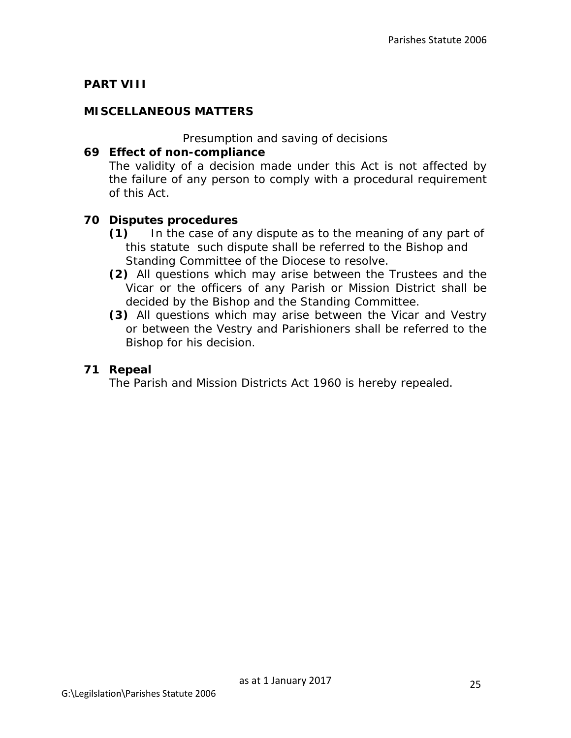## PART VIII

## MISCELLANEOUS MATTERS

Presumption and saving of decisions

### 69 Effect of non-compliance

The validity of a decision made under this Act is not affected by the failure of any person to comply with a procedural requirement of this Act.

### 70 Disputes procedures

**(1)** In the case of any dispute as to the meaning of any part of this statute such dispute shall be referred to the Bishop and Standing Committee of the Diocese to resolve.

**(2)** All questions which may arise between the Trustees and the Vicar or the officers of any Parish or Mission District shall be decided by the Bishop and the Standing Committee.

**(3)** All questions which may arise between the Vicar and Vestry or between the Vestry and Parishioners shall be referred to the Bishop for his decision.

### 71 Repeal

The Parish and Mission Districts Act 1960 is hereby repealed.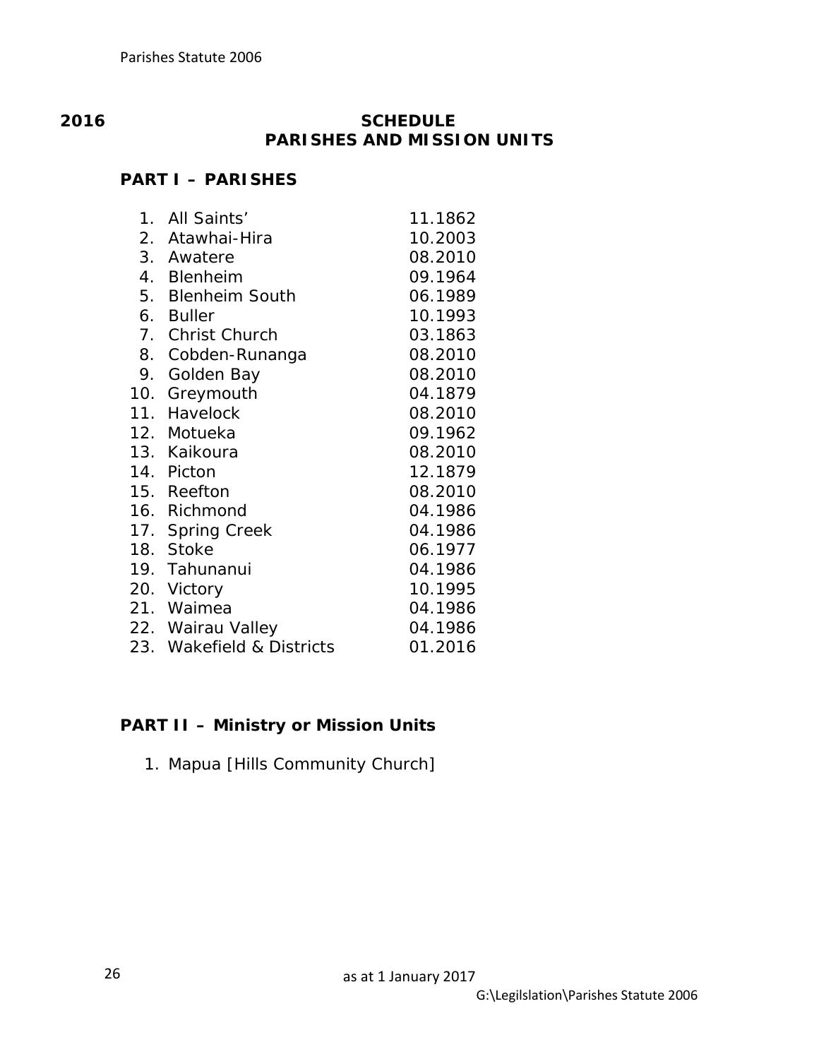**2016**

## SCHEDULE
## PARISHES AND MISSION UNITS

### PART I – PARISHES

| | | |
|---|---|---|
| 1. | All Saints’ | 11.1862 |
| 2. | Atawhai-Hira | 10.2003 |
| 3. | Awatere | 08.2010 |
| 4. | Blenheim | 09.1964 |
| 5. | Blenheim South | 06.1989 |
| 6. | Buller | 10.1993 |
| 7. | Christ Church | 03.1863 |
| 8. | Cobden-Runanga | 08.2010 |
| 9. | Golden Bay | 08.2010 |
| 10. | Greymouth | 04.1879 |
| 11. | Havelock | 08.2010 |
| 12. | Motueka | 09.1962 |
| 13. | Kaikoura | 08.2010 |
| 14. | Picton | 12.1879 |
| 15. | Reefton | 08.2010 |
| 16. | Richmond | 04.1986 |
| 17. | Spring Creek | 04.1986 |
| 18. | Stoke | 06.1977 |
| 19. | Tahunanui | 04.1986 |
| 20. | Victory | 10.1995 |
| 21. | Waimea | 04.1986 |
| 22. | Wairau Valley | 04.1986 |
| 23. | Wakefield & Districts | 01.2016 |

### PART II – Ministry or Mission Units

1. Mapua [Hills Community Church]

as at 1 January 2017

G:\Legilslation\Parishes Statute 2006